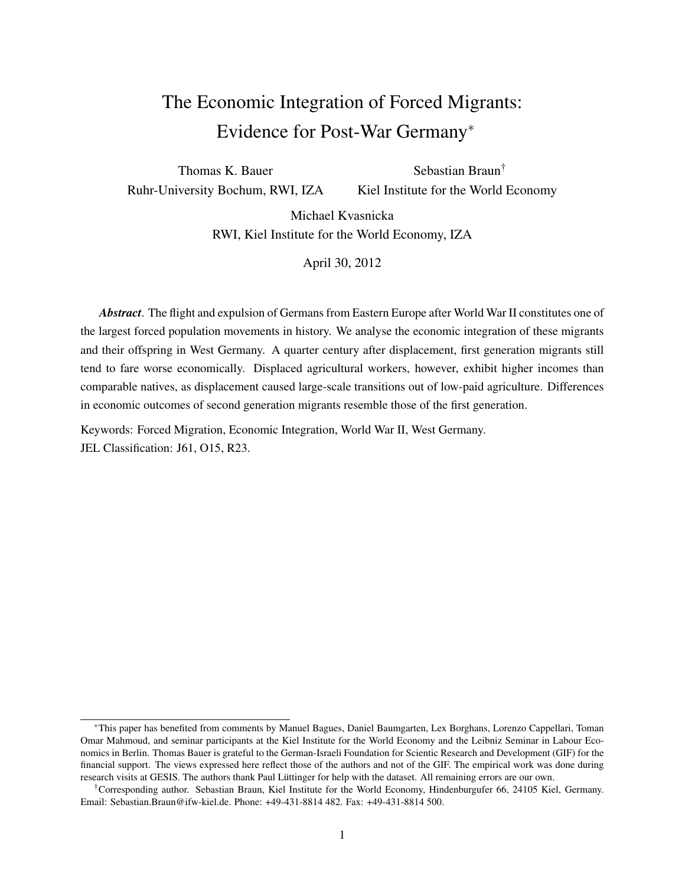# The Economic Integration of Forced Migrants: Evidence for Post-War Germany[*]

Thomas K. Bauer
Ruhr-University Bochum, RWI, IZA

Sebastian Braun[†]
Kiel Institute for the World Economy

Michael Kvasnicka
RWI, Kiel Institute for the World Economy, IZA

April 30, 2012

***Abstract***. The flight and expulsion of Germans from Eastern Europe after World War II constitutes one of the largest forced population movements in history. We analyse the economic integration of these migrants and their offspring in West Germany. A quarter century after displacement, first generation migrants still tend to fare worse economically. Displaced agricultural workers, however, exhibit higher incomes than comparable natives, as displacement caused large-scale transitions out of low-paid agriculture. Differences in economic outcomes of second generation migrants resemble those of the first generation.

Keywords: Forced Migration, Economic Integration, World War II, West Germany.
JEL Classification: J61, O15, R23.

---

[*] This paper has benefited from comments by Manuel Bagues, Daniel Baumgarten, Lex Borghans, Lorenzo Cappellari, Toman Omar Mahmoud, and seminar participants at the Kiel Institute for the World Economy and the Leibniz Seminar in Labour Economics in Berlin. Thomas Bauer is grateful to the German-Israeli Foundation for Scientic Research and Development (GIF) for the financial support. The views expressed here reflect those of the authors and not of the GIF. The empirical work was done during research visits at GESIS. The authors thank Paul Lüttinger for help with the dataset. All remaining errors are our own.

[†] Corresponding author. Sebastian Braun, Kiel Institute for the World Economy, Hindenburgufer 66, 24105 Kiel, Germany. Email: Sebastian.Braun@ifw-kiel.de. Phone: +49-431-8814 482. Fax: +49-431-8814 500.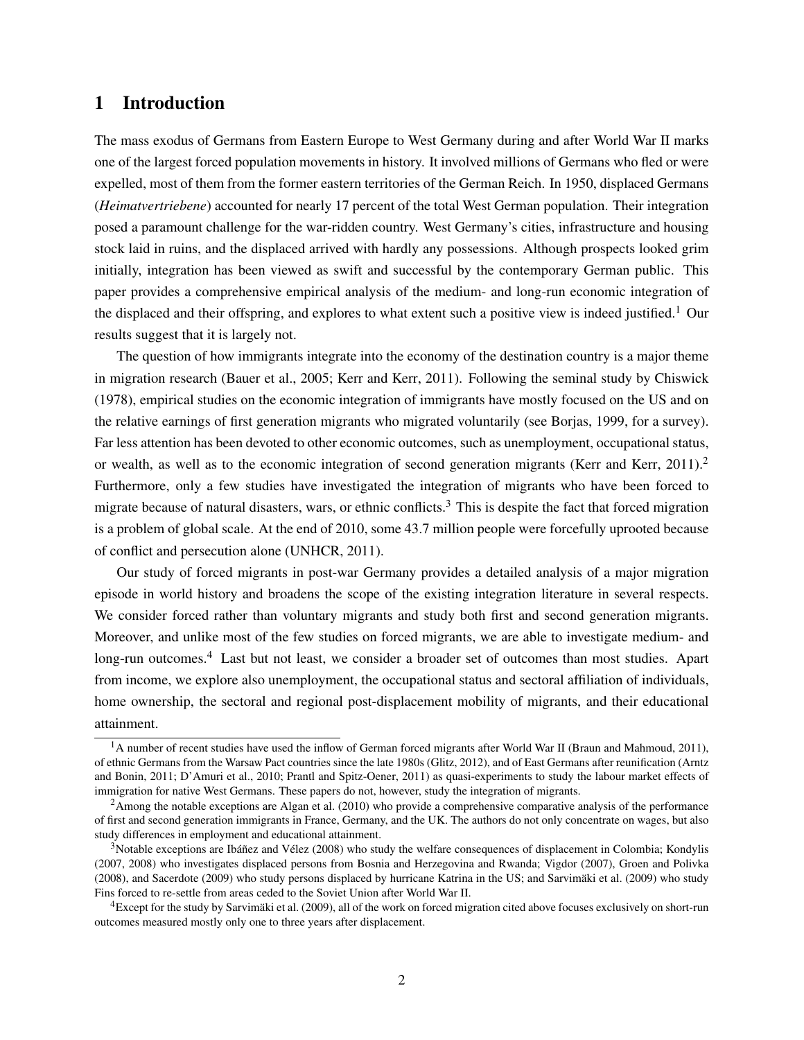## 1 Introduction

The mass exodus of Germans from Eastern Europe to West Germany during and after World War II marks one of the largest forced population movements in history. It involved millions of Germans who fled or were expelled, most of them from the former eastern territories of the German Reich. In 1950, displaced Germans (*Heimatvertriebene*) accounted for nearly 17 percent of the total West German population. Their integration posed a paramount challenge for the war-ridden country. West Germany's cities, infrastructure and housing stock laid in ruins, and the displaced arrived with hardly any possessions. Although prospects looked grim initially, integration has been viewed as swift and successful by the contemporary German public. This paper provides a comprehensive empirical analysis of the medium- and long-run economic integration of the displaced and their offspring, and explores to what extent such a positive view is indeed justified.[1] Our results suggest that it is largely not.

The question of how immigrants integrate into the economy of the destination country is a major theme in migration research (Bauer et al., 2005; Kerr and Kerr, 2011). Following the seminal study by Chiswick (1978), empirical studies on the economic integration of immigrants have mostly focused on the US and on the relative earnings of first generation migrants who migrated voluntarily (see Borjas, 1999, for a survey). Far less attention has been devoted to other economic outcomes, such as unemployment, occupational status, or wealth, as well as to the economic integration of second generation migrants (Kerr and Kerr, 2011).[2] Furthermore, only a few studies have investigated the integration of migrants who have been forced to migrate because of natural disasters, wars, or ethnic conflicts.[3] This is despite the fact that forced migration is a problem of global scale. At the end of 2010, some 43.7 million people were forcefully uprooted because of conflict and persecution alone (UNHCR, 2011).

Our study of forced migrants in post-war Germany provides a detailed analysis of a major migration episode in world history and broadens the scope of the existing integration literature in several respects. We consider forced rather than voluntary migrants and study both first and second generation migrants. Moreover, and unlike most of the few studies on forced migrants, we are able to investigate medium- and long-run outcomes.[4] Last but not least, we consider a broader set of outcomes than most studies. Apart from income, we explore also unemployment, the occupational status and sectoral affiliation of individuals, home ownership, the sectoral and regional post-displacement mobility of migrants, and their educational attainment.

[1] A number of recent studies have used the inflow of German forced migrants after World War II (Braun and Mahmoud, 2011), of ethnic Germans from the Warsaw Pact countries since the late 1980s (Glitz, 2012), and of East Germans after reunification (Arntz and Bonin, 2011; D'Amuri et al., 2010; Prantl and Spitz-Oener, 2011) as quasi-experiments to study the labour market effects of immigration for native West Germans. These papers do not, however, study the integration of migrants.

[2] Among the notable exceptions are Algan et al. (2010) who provide a comprehensive comparative analysis of the performance of first and second generation immigrants in France, Germany, and the UK. The authors do not only concentrate on wages, but also study differences in employment and educational attainment.

[3] Notable exceptions are Ibáñez and Vélez (2008) who study the welfare consequences of displacement in Colombia; Kondylis (2007, 2008) who investigates displaced persons from Bosnia and Herzegovina and Rwanda; Vigdor (2007), Groen and Polivka (2008), and Sacerdote (2009) who study persons displaced by hurricane Katrina in the US; and Sarvimäki et al. (2009) who study Fins forced to re-settle from areas ceded to the Soviet Union after World War II.

[4] Except for the study by Sarvimäki et al. (2009), all of the work on forced migration cited above focuses exclusively on short-run outcomes measured mostly only one to three years after displacement.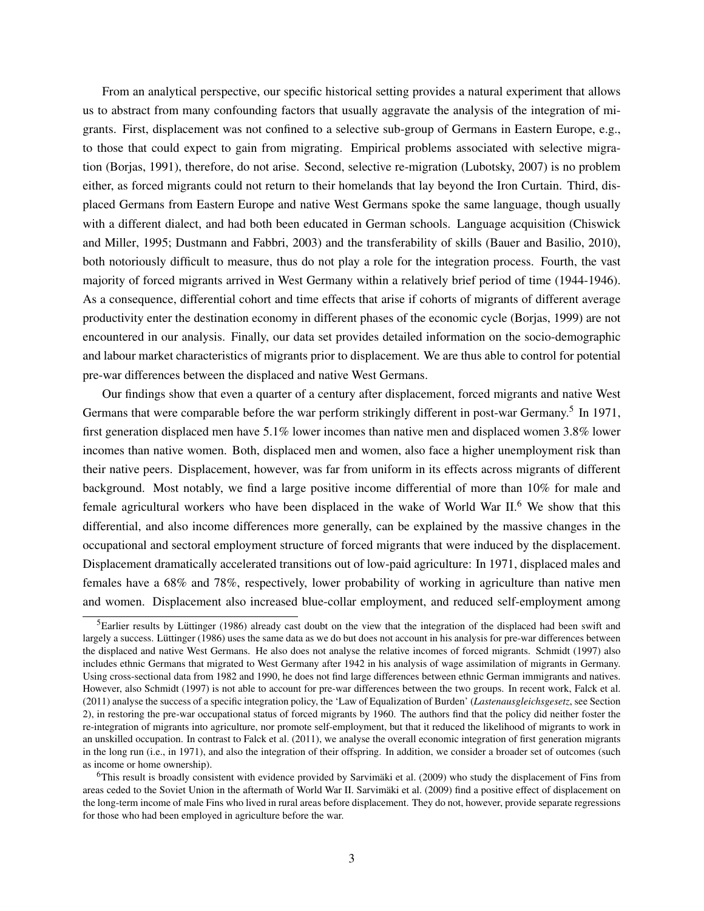From an analytical perspective, our specific historical setting provides a natural experiment that allows us to abstract from many confounding factors that usually aggravate the analysis of the integration of migrants. First, displacement was not confined to a selective sub-group of Germans in Eastern Europe, e.g., to those that could expect to gain from migrating. Empirical problems associated with selective migration (Borjas, 1991), therefore, do not arise. Second, selective re-migration (Lubotsky, 2007) is no problem either, as forced migrants could not return to their homelands that lay beyond the Iron Curtain. Third, displaced Germans from Eastern Europe and native West Germans spoke the same language, though usually with a different dialect, and had both been educated in German schools. Language acquisition (Chiswick and Miller, 1995; Dustmann and Fabbri, 2003) and the transferability of skills (Bauer and Basilio, 2010), both notoriously difficult to measure, thus do not play a role for the integration process. Fourth, the vast majority of forced migrants arrived in West Germany within a relatively brief period of time (1944-1946). As a consequence, differential cohort and time effects that arise if cohorts of migrants of different average productivity enter the destination economy in different phases of the economic cycle (Borjas, 1999) are not encountered in our analysis. Finally, our data set provides detailed information on the socio-demographic and labour market characteristics of migrants prior to displacement. We are thus able to control for potential pre-war differences between the displaced and native West Germans.

Our findings show that even a quarter of a century after displacement, forced migrants and native West Germans that were comparable before the war perform strikingly different in post-war Germany.[5] In 1971, first generation displaced men have 5.1% lower incomes than native men and displaced women 3.8% lower incomes than native women. Both, displaced men and women, also face a higher unemployment risk than their native peers. Displacement, however, was far from uniform in its effects across migrants of different background. Most notably, we find a large positive income differential of more than 10% for male and female agricultural workers who have been displaced in the wake of World War II.[6] We show that this differential, and also income differences more generally, can be explained by the massive changes in the occupational and sectoral employment structure of forced migrants that were induced by the displacement. Displacement dramatically accelerated transitions out of low-paid agriculture: In 1971, displaced males and females have a 68% and 78%, respectively, lower probability of working in agriculture than native men and women. Displacement also increased blue-collar employment, and reduced self-employment among

[5] Earlier results by Lüttinger (1986) already cast doubt on the view that the integration of the displaced had been swift and largely a success. Lüttinger (1986) uses the same data as we do but does not account in his analysis for pre-war differences between the displaced and native West Germans. He also does not analyse the relative incomes of forced migrants. Schmidt (1997) also includes ethnic Germans that migrated to West Germany after 1942 in his analysis of wage assimilation of migrants in Germany. Using cross-sectional data from 1982 and 1990, he does not find large differences between ethnic German immigrants and natives. However, also Schmidt (1997) is not able to account for pre-war differences between the two groups. In recent work, Falck et al. (2011) analyse the success of a specific integration policy, the 'Law of Equalization of Burden' (*Lastenausgleichsgesetz*, see Section 2), in restoring the pre-war occupational status of forced migrants by 1960. The authors find that the policy did neither foster the re-integration of migrants into agriculture, nor promote self-employment, but that it reduced the likelihood of migrants to work in an unskilled occupation. In contrast to Falck et al. (2011), we analyse the overall economic integration of first generation migrants in the long run (i.e., in 1971), and also the integration of their offspring. In addition, we consider a broader set of outcomes (such as income or home ownership).

[6] This result is broadly consistent with evidence provided by Sarvimäki et al. (2009) who study the displacement of Fins from areas ceded to the Soviet Union in the aftermath of World War II. Sarvimäki et al. (2009) find a positive effect of displacement on the long-term income of male Fins who lived in rural areas before displacement. They do not, however, provide separate regressions for those who had been employed in agriculture before the war.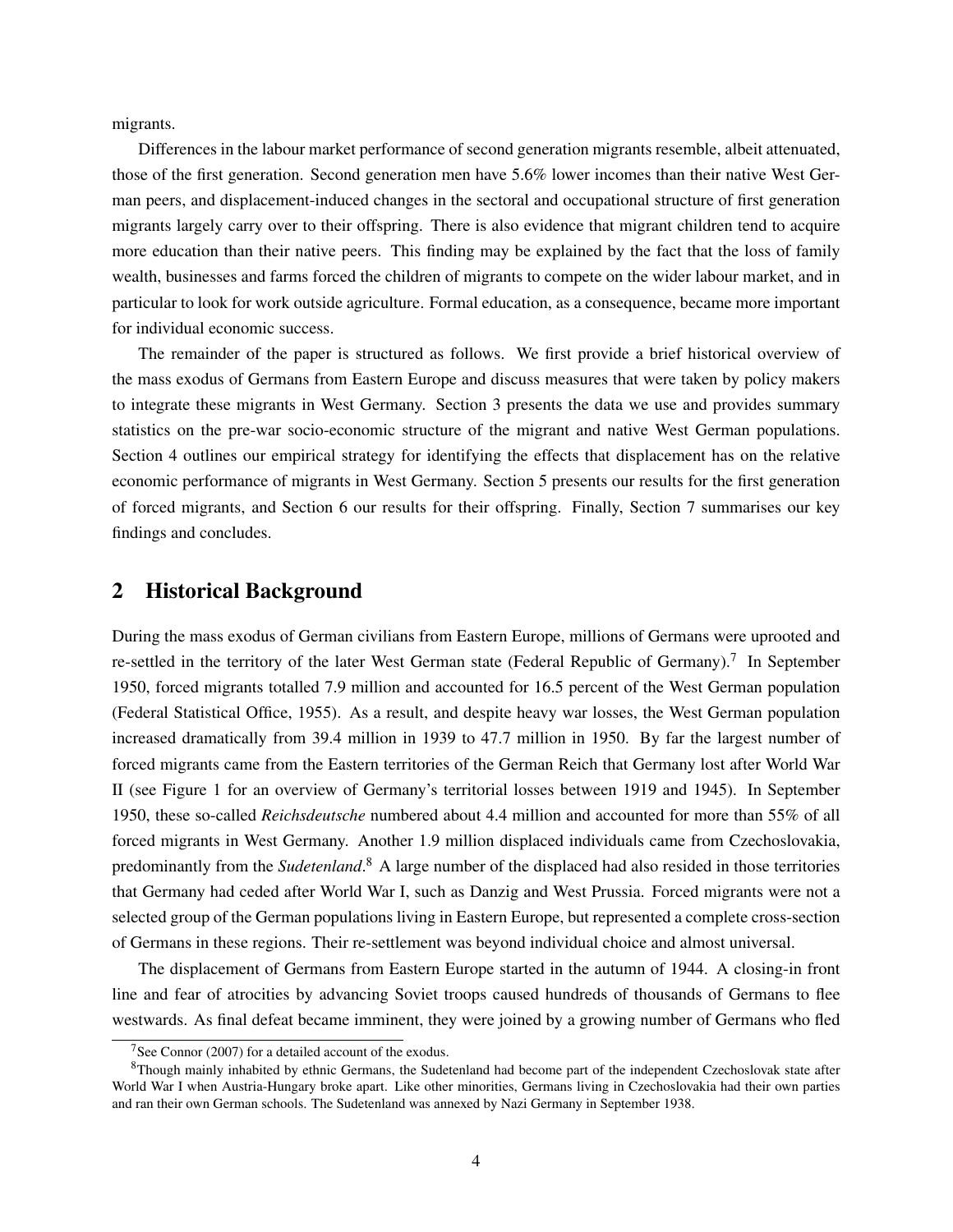migrants.

Differences in the labour market performance of second generation migrants resemble, albeit attenuated, those of the first generation. Second generation men have 5.6% lower incomes than their native West German peers, and displacement-induced changes in the sectoral and occupational structure of first generation migrants largely carry over to their offspring. There is also evidence that migrant children tend to acquire more education than their native peers. This finding may be explained by the fact that the loss of family wealth, businesses and farms forced the children of migrants to compete on the wider labour market, and in particular to look for work outside agriculture. Formal education, as a consequence, became more important for individual economic success.

The remainder of the paper is structured as follows. We first provide a brief historical overview of the mass exodus of Germans from Eastern Europe and discuss measures that were taken by policy makers to integrate these migrants in West Germany. Section 3 presents the data we use and provides summary statistics on the pre-war socio-economic structure of the migrant and native West German populations. Section 4 outlines our empirical strategy for identifying the effects that displacement has on the relative economic performance of migrants in West Germany. Section 5 presents our results for the first generation of forced migrants, and Section 6 our results for their offspring. Finally, Section 7 summarises our key findings and concludes.

## 2 Historical Background

During the mass exodus of German civilians from Eastern Europe, millions of Germans were uprooted and re-settled in the territory of the later West German state (Federal Republic of Germany).[7] In September 1950, forced migrants totalled 7.9 million and accounted for 16.5 percent of the West German population (Federal Statistical Office, 1955). As a result, and despite heavy war losses, the West German population increased dramatically from 39.4 million in 1939 to 47.7 million in 1950. By far the largest number of forced migrants came from the Eastern territories of the German Reich that Germany lost after World War II (see Figure 1 for an overview of Germany's territorial losses between 1919 and 1945). In September 1950, these so-called *Reichsdeutsche* numbered about 4.4 million and accounted for more than 55% of all forced migrants in West Germany. Another 1.9 million displaced individuals came from Czechoslovakia, predominantly from the *Sudetenland*.[8] A large number of the displaced had also resided in those territories that Germany had ceded after World War I, such as Danzig and West Prussia. Forced migrants were not a selected group of the German populations living in Eastern Europe, but represented a complete cross-section of Germans in these regions. Their re-settlement was beyond individual choice and almost universal.

The displacement of Germans from Eastern Europe started in the autumn of 1944. A closing-in front line and fear of atrocities by advancing Soviet troops caused hundreds of thousands of Germans to flee westwards. As final defeat became imminent, they were joined by a growing number of Germans who fled

[7] See Connor (2007) for a detailed account of the exodus.

[8] Though mainly inhabited by ethnic Germans, the Sudetenland had become part of the independent Czechoslovak state after World War I when Austria-Hungary broke apart. Like other minorities, Germans living in Czechoslovakia had their own parties and ran their own German schools. The Sudetenland was annexed by Nazi Germany in September 1938.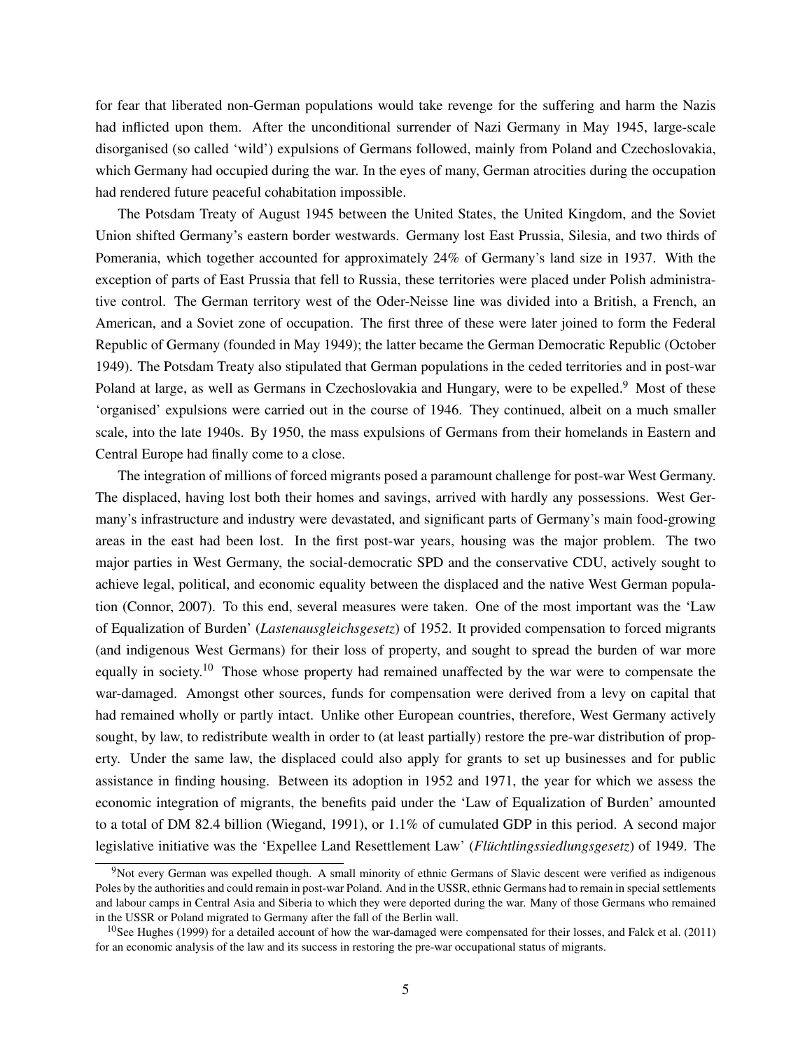for fear that liberated non-German populations would take revenge for the suffering and harm the Nazis had inflicted upon them. After the unconditional surrender of Nazi Germany in May 1945, large-scale disorganised (so called 'wild') expulsions of Germans followed, mainly from Poland and Czechoslovakia, which Germany had occupied during the war. In the eyes of many, German atrocities during the occupation had rendered future peaceful cohabitation impossible.

The Potsdam Treaty of August 1945 between the United States, the United Kingdom, and the Soviet Union shifted Germany's eastern border westwards. Germany lost East Prussia, Silesia, and two thirds of Pomerania, which together accounted for approximately 24% of Germany's land size in 1937. With the exception of parts of East Prussia that fell to Russia, these territories were placed under Polish administrative control. The German territory west of the Oder-Neisse line was divided into a British, a French, an American, and a Soviet zone of occupation. The first three of these were later joined to form the Federal Republic of Germany (founded in May 1949); the latter became the German Democratic Republic (October 1949). The Potsdam Treaty also stipulated that German populations in the ceded territories and in post-war Poland at large, as well as Germans in Czechoslovakia and Hungary, were to be expelled.[9] Most of these 'organised' expulsions were carried out in the course of 1946. They continued, albeit on a much smaller scale, into the late 1940s. By 1950, the mass expulsions of Germans from their homelands in Eastern and Central Europe had finally come to a close.

The integration of millions of forced migrants posed a paramount challenge for post-war West Germany. The displaced, having lost both their homes and savings, arrived with hardly any possessions. West Germany's infrastructure and industry were devastated, and significant parts of Germany's main food-growing areas in the east had been lost. In the first post-war years, housing was the major problem. The two major parties in West Germany, the social-democratic SPD and the conservative CDU, actively sought to achieve legal, political, and economic equality between the displaced and the native West German population (Connor, 2007). To this end, several measures were taken. One of the most important was the 'Law of Equalization of Burden' (*Lastenausgleichsgesetz*) of 1952. It provided compensation to forced migrants (and indigenous West Germans) for their loss of property, and sought to spread the burden of war more equally in society.[10] Those whose property had remained unaffected by the war were to compensate the war-damaged. Amongst other sources, funds for compensation were derived from a levy on capital that had remained wholly or partly intact. Unlike other European countries, therefore, West Germany actively sought, by law, to redistribute wealth in order to (at least partially) restore the pre-war distribution of property. Under the same law, the displaced could also apply for grants to set up businesses and for public assistance in finding housing. Between its adoption in 1952 and 1971, the year for which we assess the economic integration of migrants, the benefits paid under the 'Law of Equalization of Burden' amounted to a total of DM 82.4 billion (Wiegand, 1991), or 1.1% of cumulated GDP in this period. A second major legislative initiative was the 'Expellee Land Resettlement Law' (*Flüchtlingssiedlungsgesetz*) of 1949. The

[9] Not every German was expelled though. A small minority of ethnic Germans of Slavic descent were verified as indigenous Poles by the authorities and could remain in post-war Poland. And in the USSR, ethnic Germans had to remain in special settlements and labour camps in Central Asia and Siberia to which they were deported during the war. Many of those Germans who remained in the USSR or Poland migrated to Germany after the fall of the Berlin wall.

[10] See Hughes (1999) for a detailed account of how the war-damaged were compensated for their losses, and Falck et al. (2011) for an economic analysis of the law and its success in restoring the pre-war occupational status of migrants.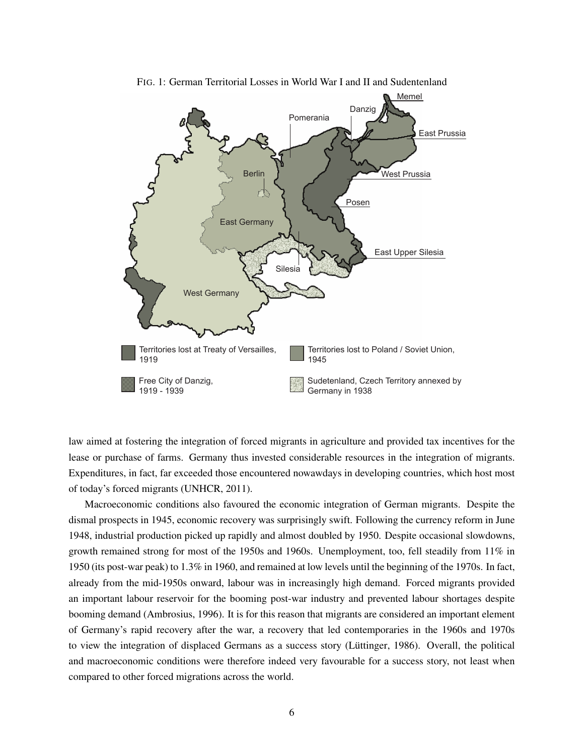FIG. 1: German Territorial Losses in World War I and II and Sudentenland

law aimed at fostering the integration of forced migrants in agriculture and provided tax incentives for the lease or purchase of farms. Germany thus invested considerable resources in the integration of migrants. Expenditures, in fact, far exceeded those encountered nowawdays in developing countries, which host most of today's forced migrants (UNHCR, 2011).

Macroeconomic conditions also favoured the economic integration of German migrants. Despite the dismal prospects in 1945, economic recovery was surprisingly swift. Following the currency reform in June 1948, industrial production picked up rapidly and almost doubled by 1950. Despite occasional slowdowns, growth remained strong for most of the 1950s and 1960s. Unemployment, too, fell steadily from 11% in 1950 (its post-war peak) to 1.3% in 1960, and remained at low levels until the beginning of the 1970s. In fact, already from the mid-1950s onward, labour was in increasingly high demand. Forced migrants provided an important labour reservoir for the booming post-war industry and prevented labour shortages despite booming demand (Ambrosius, 1996). It is for this reason that migrants are considered an important element of Germany's rapid recovery after the war, a recovery that led contemporaries in the 1960s and 1970s to view the integration of displaced Germans as a success story (Lüttinger, 1986). Overall, the political and macroeconomic conditions were therefore indeed very favourable for a success story, not least when compared to other forced migrations across the world.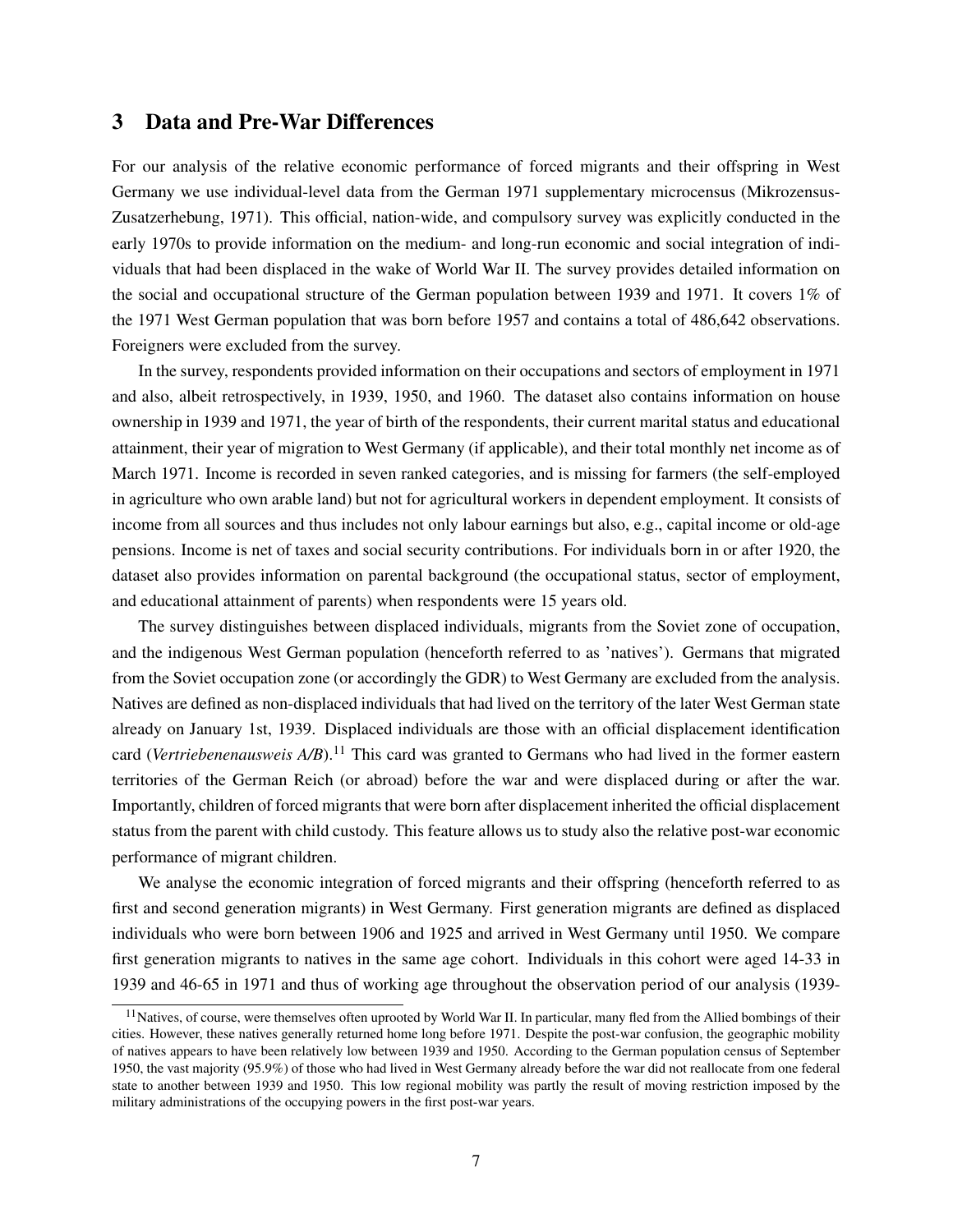## 3 Data and Pre-War Differences

For our analysis of the relative economic performance of forced migrants and their offspring in West Germany we use individual-level data from the German 1971 supplementary microcensus (Mikrozensus-Zusatzerhebung, 1971). This official, nation-wide, and compulsory survey was explicitly conducted in the early 1970s to provide information on the medium- and long-run economic and social integration of individuals that had been displaced in the wake of World War II. The survey provides detailed information on the social and occupational structure of the German population between 1939 and 1971. It covers 1% of the 1971 West German population that was born before 1957 and contains a total of 486,642 observations. Foreigners were excluded from the survey.

In the survey, respondents provided information on their occupations and sectors of employment in 1971 and also, albeit retrospectively, in 1939, 1950, and 1960. The dataset also contains information on house ownership in 1939 and 1971, the year of birth of the respondents, their current marital status and educational attainment, their year of migration to West Germany (if applicable), and their total monthly net income as of March 1971. Income is recorded in seven ranked categories, and is missing for farmers (the self-employed in agriculture who own arable land) but not for agricultural workers in dependent employment. It consists of income from all sources and thus includes not only labour earnings but also, e.g., capital income or old-age pensions. Income is net of taxes and social security contributions. For individuals born in or after 1920, the dataset also provides information on parental background (the occupational status, sector of employment, and educational attainment of parents) when respondents were 15 years old.

The survey distinguishes between displaced individuals, migrants from the Soviet zone of occupation, and the indigenous West German population (henceforth referred to as 'natives'). Germans that migrated from the Soviet occupation zone (or accordingly the GDR) to West Germany are excluded from the analysis. Natives are defined as non-displaced individuals that had lived on the territory of the later West German state already on January 1st, 1939. Displaced individuals are those with an official displacement identification card (*Vertriebenenausweis A/B*).[11] This card was granted to Germans who had lived in the former eastern territories of the German Reich (or abroad) before the war and were displaced during or after the war. Importantly, children of forced migrants that were born after displacement inherited the official displacement status from the parent with child custody. This feature allows us to study also the relative post-war economic performance of migrant children.

We analyse the economic integration of forced migrants and their offspring (henceforth referred to as first and second generation migrants) in West Germany. First generation migrants are defined as displaced individuals who were born between 1906 and 1925 and arrived in West Germany until 1950. We compare first generation migrants to natives in the same age cohort. Individuals in this cohort were aged 14-33 in 1939 and 46-65 in 1971 and thus of working age throughout the observation period of our analysis (1939-

[11] Natives, of course, were themselves often uprooted by World War II. In particular, many fled from the Allied bombings of their cities. However, these natives generally returned home long before 1971. Despite the post-war confusion, the geographic mobility of natives appears to have been relatively low between 1939 and 1950. According to the German population census of September 1950, the vast majority (95.9%) of those who had lived in West Germany already before the war did not reallocate from one federal state to another between 1939 and 1950. This low regional mobility was partly the result of moving restriction imposed by the military administrations of the occupying powers in the first post-war years.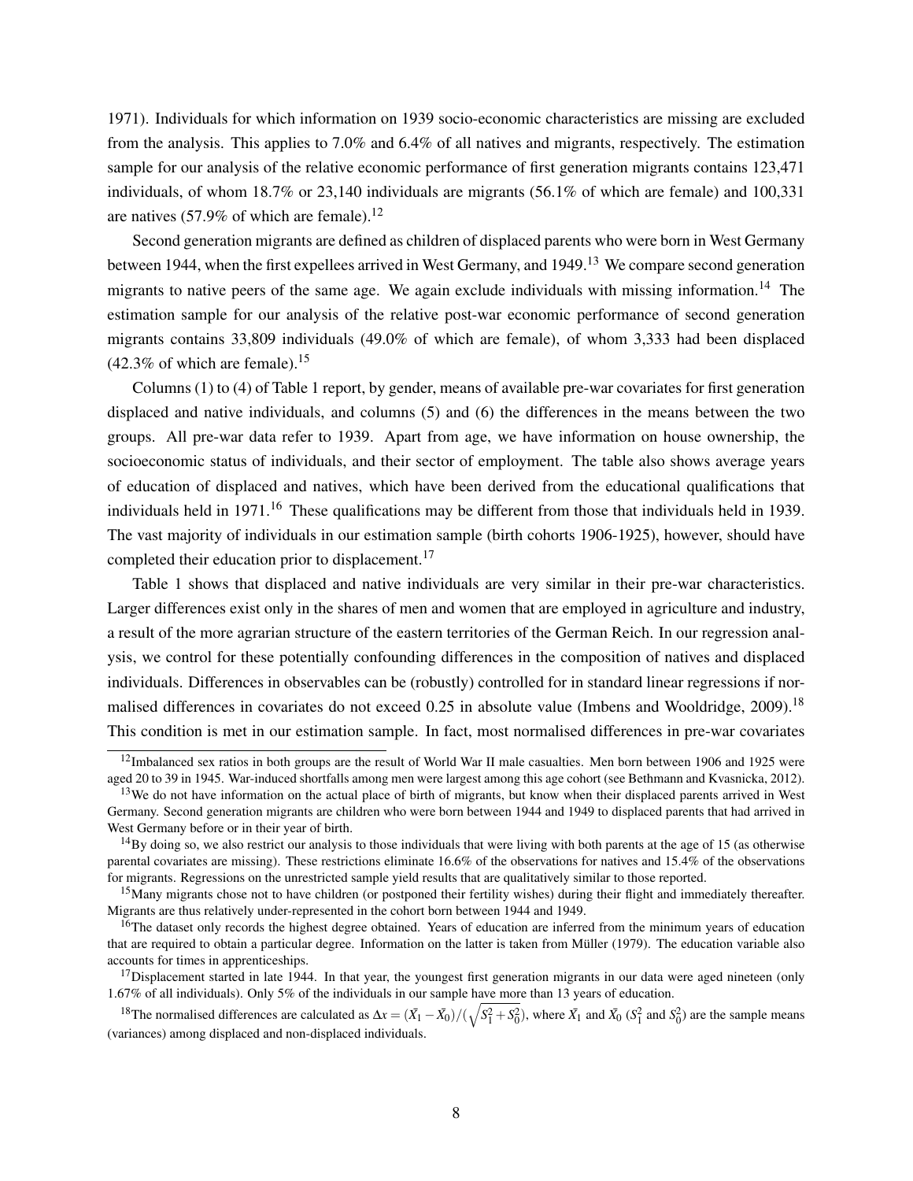1971). Individuals for which information on 1939 socio-economic characteristics are missing are excluded from the analysis. This applies to 7.0% and 6.4% of all natives and migrants, respectively. The estimation sample for our analysis of the relative economic performance of first generation migrants contains 123,471 individuals, of whom 18.7% or 23,140 individuals are migrants (56.1% of which are female) and 100,331 are natives (57.9% of which are female).[12]

Second generation migrants are defined as children of displaced parents who were born in West Germany between 1944, when the first expellees arrived in West Germany, and 1949.[13] We compare second generation migrants to native peers of the same age. We again exclude individuals with missing information.[14] The estimation sample for our analysis of the relative post-war economic performance of second generation migrants contains 33,809 individuals (49.0% of which are female), of whom 3,333 had been displaced (42.3% of which are female).[15]

Columns (1) to (4) of Table 1 report, by gender, means of available pre-war covariates for first generation displaced and native individuals, and columns (5) and (6) the differences in the means between the two groups. All pre-war data refer to 1939. Apart from age, we have information on house ownership, the socioeconomic status of individuals, and their sector of employment. The table also shows average years of education of displaced and natives, which have been derived from the educational qualifications that individuals held in 1971.[16] These qualifications may be different from those that individuals held in 1939. The vast majority of individuals in our estimation sample (birth cohorts 1906-1925), however, should have completed their education prior to displacement.[17]

Table 1 shows that displaced and native individuals are very similar in their pre-war characteristics. Larger differences exist only in the shares of men and women that are employed in agriculture and industry, a result of the more agrarian structure of the eastern territories of the German Reich. In our regression analysis, we control for these potentially confounding differences in the composition of natives and displaced individuals. Differences in observables can be (robustly) controlled for in standard linear regressions if normalised differences in covariates do not exceed 0.25 in absolute value (Imbens and Wooldridge, 2009).[18] This condition is met in our estimation sample. In fact, most normalised differences in pre-war covariates

---

[12] Imbalanced sex ratios in both groups are the result of World War II male casualties. Men born between 1906 and 1925 were aged 20 to 39 in 1945. War-induced shortfalls among men were largest among this age cohort (see Bethmann and Kvasnicka, 2012).

[13] We do not have information on the actual place of birth of migrants, but know when their displaced parents arrived in West Germany. Second generation migrants are children who were born between 1944 and 1949 to displaced parents that had arrived in West Germany before or in their year of birth.

[14] By doing so, we also restrict our analysis to those individuals that were living with both parents at the age of 15 (as otherwise parental covariates are missing). These restrictions eliminate 16.6% of the observations for natives and 15.4% of the observations for migrants. Regressions on the unrestricted sample yield results that are qualitatively similar to those reported.

[15] Many migrants chose not to have children (or postponed their fertility wishes) during their flight and immediately thereafter. Migrants are thus relatively under-represented in the cohort born between 1944 and 1949.

[16] The dataset only records the highest degree obtained. Years of education are inferred from the minimum years of education that are required to obtain a particular degree. Information on the latter is taken from Müller (1979). The education variable also accounts for times in apprenticeships.

[17] Displacement started in late 1944. In that year, the youngest first generation migrants in our data were aged nineteen (only 1.67% of all individuals). Only 5% of the individuals in our sample have more than 13 years of education.

[18] The normalised differences are calculated as $\Delta x = (\bar{X}_1 - \bar{X}_0)/(\sqrt{S_1^2 + S_0^2})$, where $\bar{X}_1$ and $\bar{X}_0$ ($S_1^2$ and $S_0^2$) are the sample means (variances) among displaced and non-displaced individuals.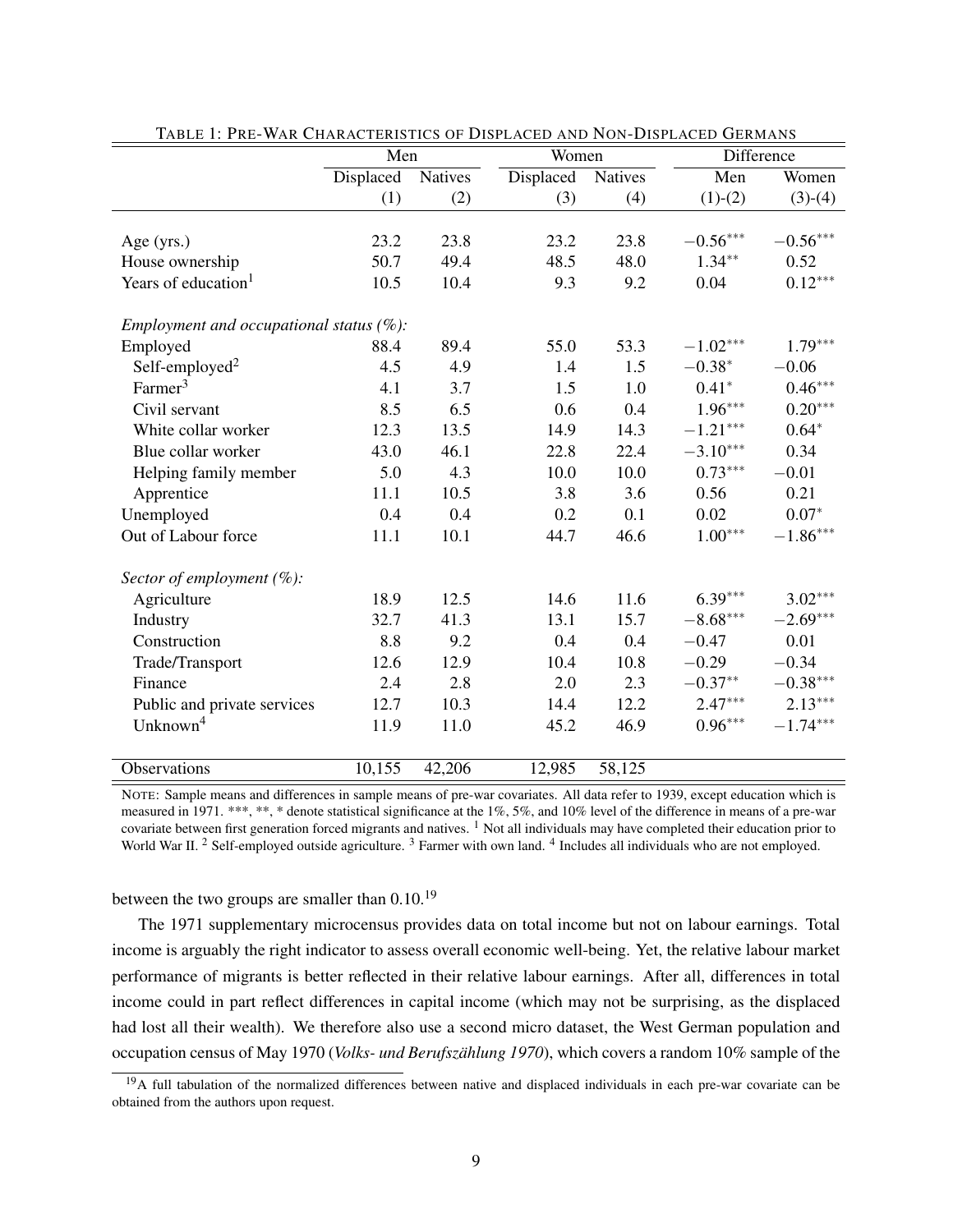TABLE 1: PRE-WAR CHARACTERISTICS OF DISPLACED AND NON-DISPLACED GERMANS

| | Men | | Women | | Difference | |
|---|---|---|---|---|---|---|
| | Displaced | Natives | Displaced | Natives | Men | Women |
| | (1) | (2) | (3) | (4) | (1)-(2) | (3)-(4) |
| Age (yrs.) | 23.2 | 23.8 | 23.2 | 23.8 | $-0.56^{***}$ | $-0.56^{***}$ |
| House ownership | 50.7 | 49.4 | 48.5 | 48.0 | $1.34^{**}$ | 0.52 |
| Years of education[1] | 10.5 | 10.4 | 9.3 | 9.2 | 0.04 | $0.12^{***}$ |
| *Employment and occupational status (%):* | | | | | | |
| Employed | 88.4 | 89.4 | 55.0 | 53.3 | $-1.02^{***}$ | $1.79^{***}$ |
| Self-employed[2] | 4.5 | 4.9 | 1.4 | 1.5 | $-0.38^{*}$ | $-0.06$ |
| Farmer[3] | 4.1 | 3.7 | 1.5 | 1.0 | $0.41^{*}$ | $0.46^{***}$ |
| Civil servant | 8.5 | 6.5 | 0.6 | 0.4 | $1.96^{***}$ | $0.20^{***}$ |
| White collar worker | 12.3 | 13.5 | 14.9 | 14.3 | $-1.21^{***}$ | $0.64^{*}$ |
| Blue collar worker | 43.0 | 46.1 | 22.8 | 22.4 | $-3.10^{***}$ | 0.34 |
| Helping family member | 5.0 | 4.3 | 10.0 | 10.0 | $0.73^{***}$ | $-0.01$ |
| Apprentice | 11.1 | 10.5 | 3.8 | 3.6 | 0.56 | 0.21 |
| Unemployed | 0.4 | 0.4 | 0.2 | 0.1 | 0.02 | $0.07^{*}$ |
| Out of Labour force | 11.1 | 10.1 | 44.7 | 46.6 | $1.00^{***}$ | $-1.86^{***}$ |
| *Sector of employment (%):* | | | | | | |
| Agriculture | 18.9 | 12.5 | 14.6 | 11.6 | $6.39^{***}$ | $3.02^{***}$ |
| Industry | 32.7 | 41.3 | 13.1 | 15.7 | $-8.68^{***}$ | $-2.69^{***}$ |
| Construction | 8.8 | 9.2 | 0.4 | 0.4 | $-0.47$ | 0.01 |
| Trade/Transport | 12.6 | 12.9 | 10.4 | 10.8 | $-0.29$ | $-0.34$ |
| Finance | 2.4 | 2.8 | 2.0 | 2.3 | $-0.37^{**}$ | $-0.38^{***}$ |
| Public and private services | 12.7 | 10.3 | 14.4 | 12.2 | $2.47^{***}$ | $2.13^{***}$ |
| Unknown[4] | 11.9 | 11.0 | 45.2 | 46.9 | $0.96^{***}$ | $-1.74^{***}$ |
| Observations | 10,155 | 42,206 | 12,985 | 58,125 | | |

NOTE: Sample means and differences in sample means of pre-war covariates. All data refer to 1939, except education which is measured in 1971. ***, **, * denote statistical significance at the 1%, 5%, and 10% level of the difference in means of a pre-war covariate between first generation forced migrants and natives. [1] Not all individuals may have completed their education prior to World War II. [2] Self-employed outside agriculture. [3] Farmer with own land. [4] Includes all individuals who are not employed.

between the two groups are smaller than 0.10.[19]

The 1971 supplementary microcensus provides data on total income but not on labour earnings. Total income is arguably the right indicator to assess overall economic well-being. Yet, the relative labour market performance of migrants is better reflected in their relative labour earnings. After all, differences in total income could in part reflect differences in capital income (which may not be surprising, as the displaced had lost all their wealth). We therefore also use a second micro dataset, the West German population and occupation census of May 1970 (*Volks- und Berufszählung 1970*), which covers a random 10% sample of the

[19] A full tabulation of the normalized differences between native and displaced individuals in each pre-war covariate can be obtained from the authors upon request.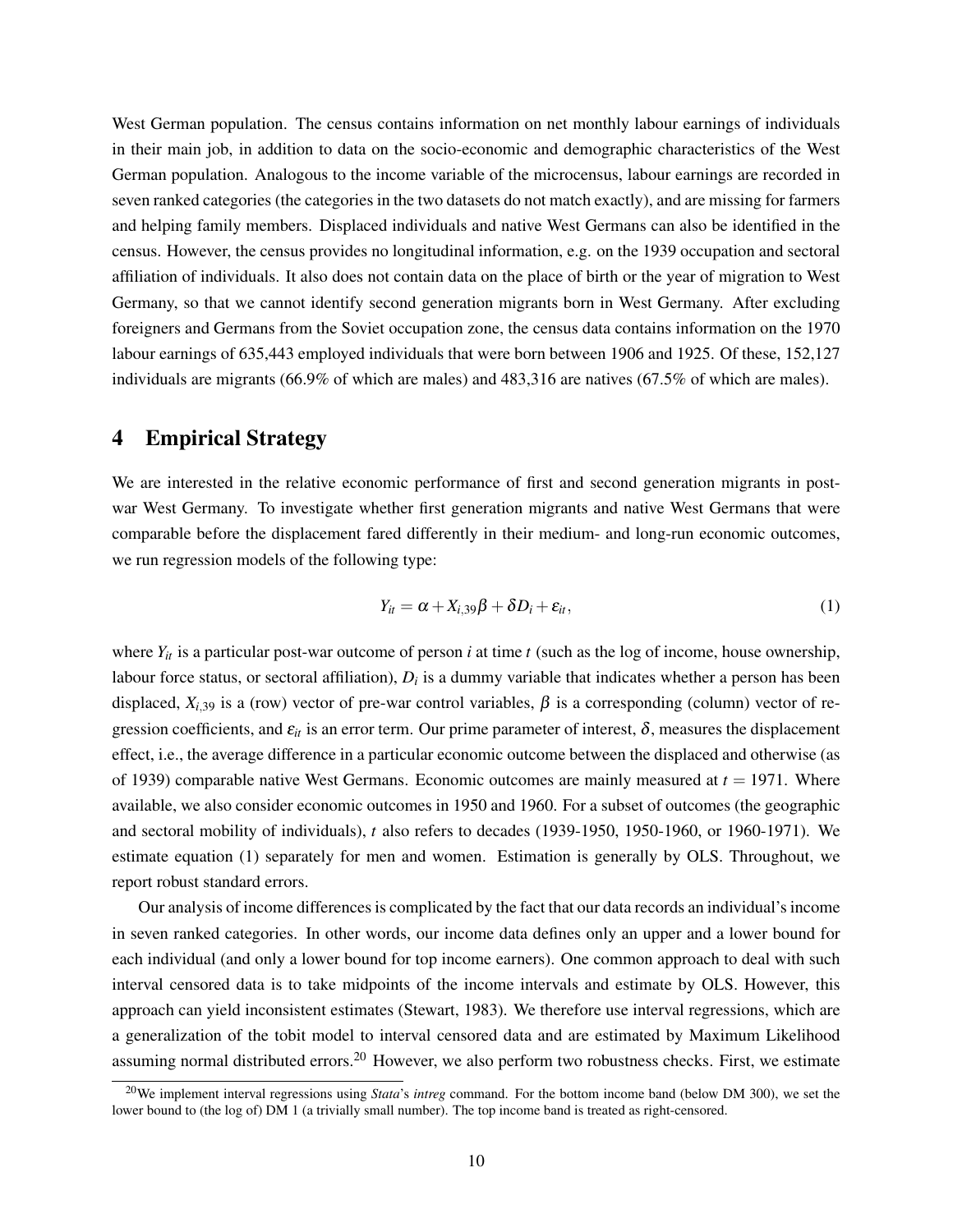West German population. The census contains information on net monthly labour earnings of individuals in their main job, in addition to data on the socio-economic and demographic characteristics of the West German population. Analogous to the income variable of the microcensus, labour earnings are recorded in seven ranked categories (the categories in the two datasets do not match exactly), and are missing for farmers and helping family members. Displaced individuals and native West Germans can also be identified in the census. However, the census provides no longitudinal information, e.g. on the 1939 occupation and sectoral affiliation of individuals. It also does not contain data on the place of birth or the year of migration to West Germany, so that we cannot identify second generation migrants born in West Germany. After excluding foreigners and Germans from the Soviet occupation zone, the census data contains information on the 1970 labour earnings of 635,443 employed individuals that were born between 1906 and 1925. Of these, 152,127 individuals are migrants (66.9% of which are males) and 483,316 are natives (67.5% of which are males).

# 4 Empirical Strategy

We are interested in the relative economic performance of first and second generation migrants in post-war West Germany. To investigate whether first generation migrants and native West Germans that were comparable before the displacement fared differently in their medium- and long-run economic outcomes, we run regression models of the following type:

$$Y_{it} = \alpha + X_{i,39}\beta + \delta D_i + \varepsilon_{it}, \tag{1}$$

where $Y_{it}$ is a particular post-war outcome of person $i$ at time $t$ (such as the log of income, house ownership, labour force status, or sectoral affiliation), $D_i$ is a dummy variable that indicates whether a person has been displaced, $X_{i,39}$ is a (row) vector of pre-war control variables, $\beta$ is a corresponding (column) vector of regression coefficients, and $\varepsilon_{it}$ is an error term. Our prime parameter of interest, $\delta$, measures the displacement effect, i.e., the average difference in a particular economic outcome between the displaced and otherwise (as of 1939) comparable native West Germans. Economic outcomes are mainly measured at $t = 1971$. Where available, we also consider economic outcomes in 1950 and 1960. For a subset of outcomes (the geographic and sectoral mobility of individuals), $t$ also refers to decades (1939-1950, 1950-1960, or 1960-1971). We estimate equation (1) separately for men and women. Estimation is generally by OLS. Throughout, we report robust standard errors.

Our analysis of income differences is complicated by the fact that our data records an individual's income in seven ranked categories. In other words, our income data defines only an upper and a lower bound for each individual (and only a lower bound for top income earners). One common approach to deal with such interval censored data is to take midpoints of the income intervals and estimate by OLS. However, this approach can yield inconsistent estimates (Stewart, 1983). We therefore use interval regressions, which are a generalization of the tobit model to interval censored data and are estimated by Maximum Likelihood assuming normal distributed errors.[20] However, we also perform two robustness checks. First, we estimate

[20] We implement interval regressions using *Stata*'s *intreg* command. For the bottom income band (below DM 300), we set the lower bound to (the log of) DM 1 (a trivially small number). The top income band is treated as right-censored.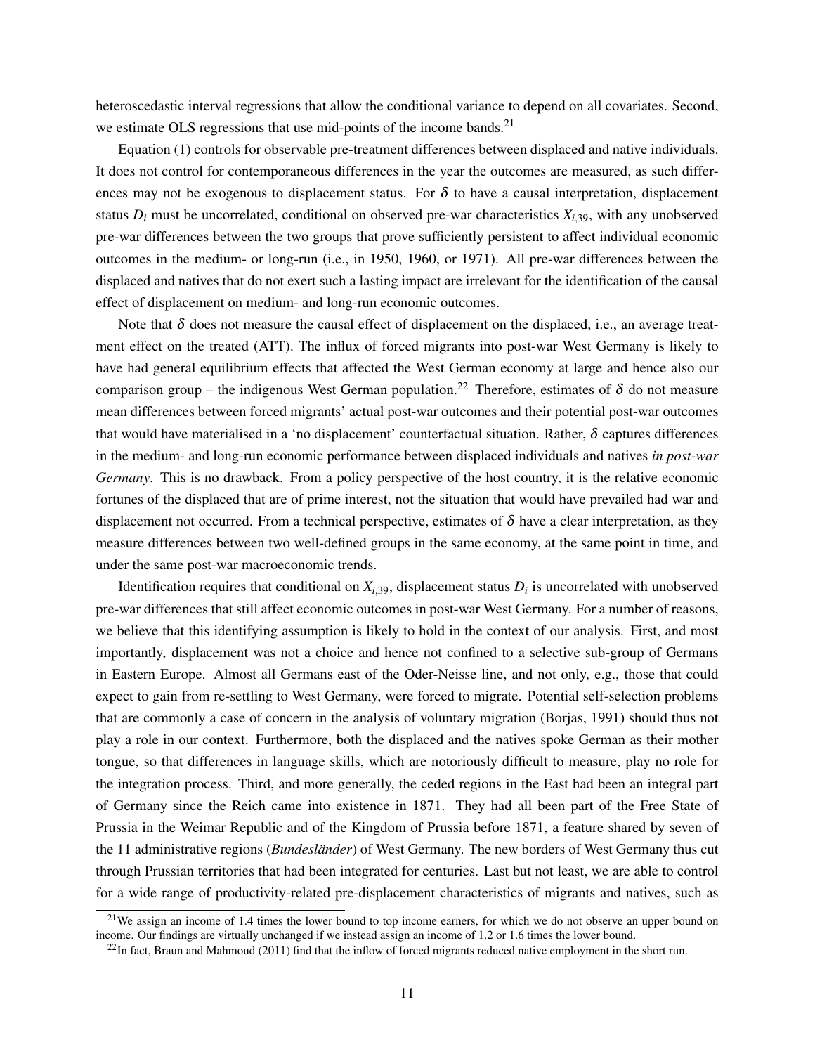heteroscedastic interval regressions that allow the conditional variance to depend on all covariates. Second, we estimate OLS regressions that use mid-points of the income bands.[21]

Equation (1) controls for observable pre-treatment differences between displaced and native individuals. It does not control for contemporaneous differences in the year the outcomes are measured, as such differences may not be exogenous to displacement status. For $\delta$ to have a causal interpretation, displacement status $D_i$ must be uncorrelated, conditional on observed pre-war characteristics $X_{i,39}$, with any unobserved pre-war differences between the two groups that prove sufficiently persistent to affect individual economic outcomes in the medium- or long-run (i.e., in 1950, 1960, or 1971). All pre-war differences between the displaced and natives that do not exert such a lasting impact are irrelevant for the identification of the causal effect of displacement on medium- and long-run economic outcomes.

Note that $\delta$ does not measure the causal effect of displacement on the displaced, i.e., an average treatment effect on the treated (ATT). The influx of forced migrants into post-war West Germany is likely to have had general equilibrium effects that affected the West German economy at large and hence also our comparison group – the indigenous West German population.[22] Therefore, estimates of $\delta$ do not measure mean differences between forced migrants' actual post-war outcomes and their potential post-war outcomes that would have materialised in a 'no displacement' counterfactual situation. Rather, $\delta$ captures differences in the medium- and long-run economic performance between displaced individuals and natives *in post-war Germany*. This is no drawback. From a policy perspective of the host country, it is the relative economic fortunes of the displaced that are of prime interest, not the situation that would have prevailed had war and displacement not occurred. From a technical perspective, estimates of $\delta$ have a clear interpretation, as they measure differences between two well-defined groups in the same economy, at the same point in time, and under the same post-war macroeconomic trends.

Identification requires that conditional on $X_{i,39}$, displacement status $D_i$ is uncorrelated with unobserved pre-war differences that still affect economic outcomes in post-war West Germany. For a number of reasons, we believe that this identifying assumption is likely to hold in the context of our analysis. First, and most importantly, displacement was not a choice and hence not confined to a selective sub-group of Germans in Eastern Europe. Almost all Germans east of the Oder-Neisse line, and not only, e.g., those that could expect to gain from re-settling to West Germany, were forced to migrate. Potential self-selection problems that are commonly a case of concern in the analysis of voluntary migration (Borjas, 1991) should thus not play a role in our context. Furthermore, both the displaced and the natives spoke German as their mother tongue, so that differences in language skills, which are notoriously difficult to measure, play no role for the integration process. Third, and more generally, the ceded regions in the East had been an integral part of Germany since the Reich came into existence in 1871. They had all been part of the Free State of Prussia in the Weimar Republic and of the Kingdom of Prussia before 1871, a feature shared by seven of the 11 administrative regions (*Bundesländer*) of West Germany. The new borders of West Germany thus cut through Prussian territories that had been integrated for centuries. Last but not least, we are able to control for a wide range of productivity-related pre-displacement characteristics of migrants and natives, such as

[21] We assign an income of 1.4 times the lower bound to top income earners, for which we do not observe an upper bound on income. Our findings are virtually unchanged if we instead assign an income of 1.2 or 1.6 times the lower bound.

[22] In fact, Braun and Mahmoud (2011) find that the inflow of forced migrants reduced native employment in the short run.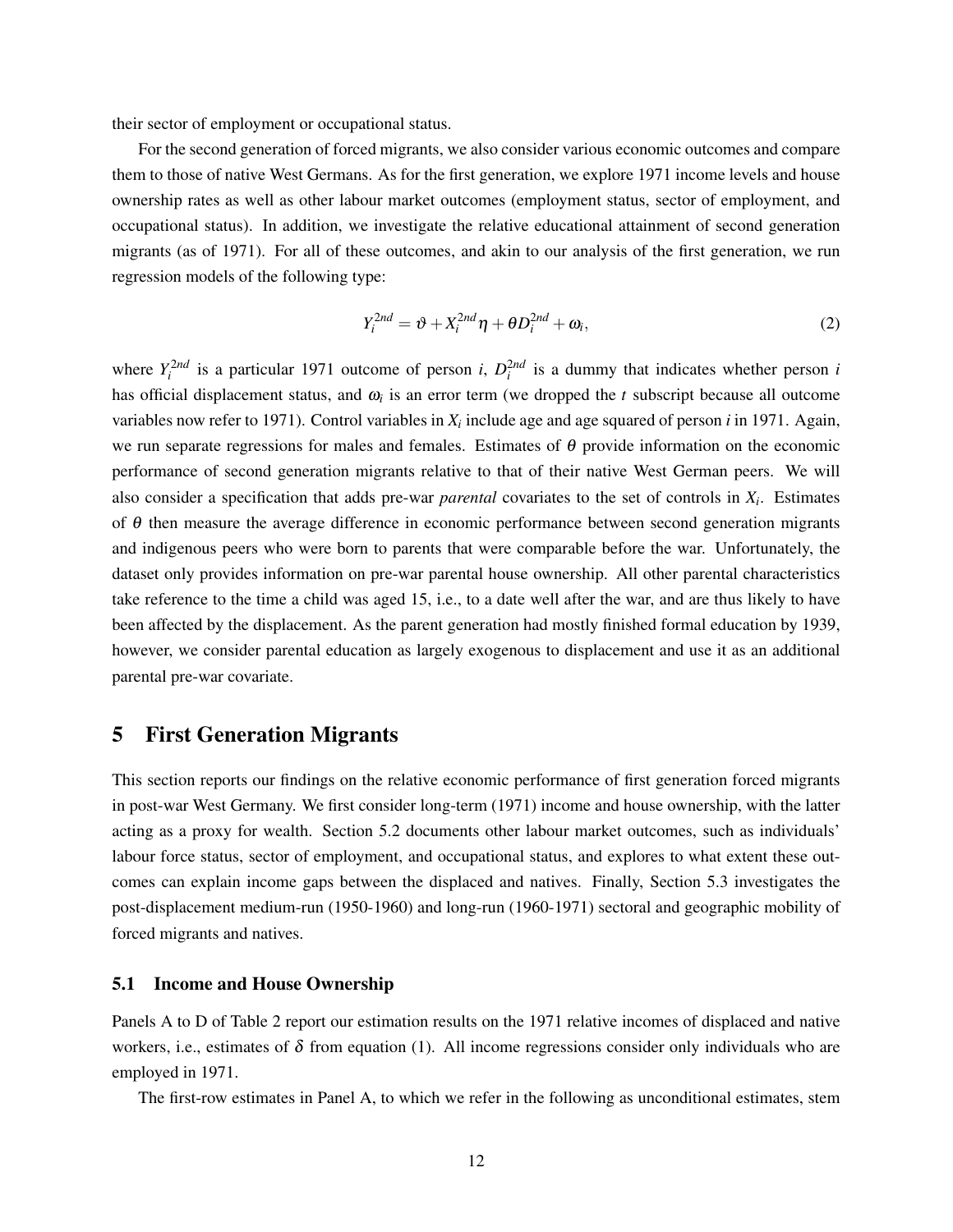their sector of employment or occupational status.

For the second generation of forced migrants, we also consider various economic outcomes and compare them to those of native West Germans. As for the first generation, we explore 1971 income levels and house ownership rates as well as other labour market outcomes (employment status, sector of employment, and occupational status). In addition, we investigate the relative educational attainment of second generation migrants (as of 1971). For all of these outcomes, and akin to our analysis of the first generation, we run regression models of the following type:

$$Y_i^{2nd} = \vartheta + X_i^{2nd}\eta + \theta D_i^{2nd} + \omega_i, \tag{2}$$

where $Y_i^{2nd}$ is a particular 1971 outcome of person $i$, $D_i^{2nd}$ is a dummy that indicates whether person $i$ has official displacement status, and $\omega_i$ is an error term (we dropped the $t$ subscript because all outcome variables now refer to 1971). Control variables in $X_i$ include age and age squared of person $i$ in 1971. Again, we run separate regressions for males and females. Estimates of $\theta$ provide information on the economic performance of second generation migrants relative to that of their native West German peers. We will also consider a specification that adds pre-war *parental* covariates to the set of controls in $X_i$. Estimates of $\theta$ then measure the average difference in economic performance between second generation migrants and indigenous peers who were born to parents that were comparable before the war. Unfortunately, the dataset only provides information on pre-war parental house ownership. All other parental characteristics take reference to the time a child was aged 15, i.e., to a date well after the war, and are thus likely to have been affected by the displacement. As the parent generation had mostly finished formal education by 1939, however, we consider parental education as largely exogenous to displacement and use it as an additional parental pre-war covariate.

## 5 First Generation Migrants

This section reports our findings on the relative economic performance of first generation forced migrants in post-war West Germany. We first consider long-term (1971) income and house ownership, with the latter acting as a proxy for wealth. Section 5.2 documents other labour market outcomes, such as individuals' labour force status, sector of employment, and occupational status, and explores to what extent these outcomes can explain income gaps between the displaced and natives. Finally, Section 5.3 investigates the post-displacement medium-run (1950-1960) and long-run (1960-1971) sectoral and geographic mobility of forced migrants and natives.

### 5.1 Income and House Ownership

Panels A to D of Table 2 report our estimation results on the 1971 relative incomes of displaced and native workers, i.e., estimates of $\delta$ from equation (1). All income regressions consider only individuals who are employed in 1971.

The first-row estimates in Panel A, to which we refer in the following as unconditional estimates, stem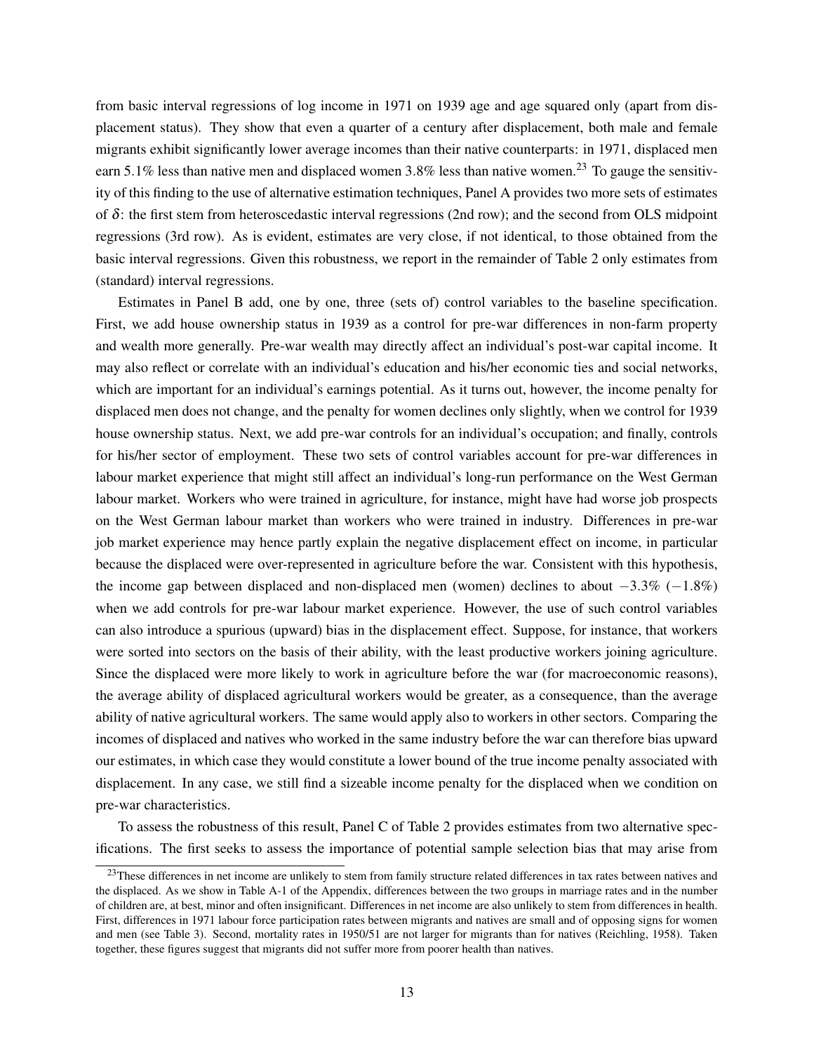from basic interval regressions of log income in 1971 on 1939 age and age squared only (apart from displacement status). They show that even a quarter of a century after displacement, both male and female migrants exhibit significantly lower average incomes than their native counterparts: in 1971, displaced men earn 5.1% less than native men and displaced women 3.8% less than native women.[23] To gauge the sensitivity of this finding to the use of alternative estimation techniques, Panel A provides two more sets of estimates of $\delta$: the first stem from heteroscedastic interval regressions (2nd row); and the second from OLS midpoint regressions (3rd row). As is evident, estimates are very close, if not identical, to those obtained from the basic interval regressions. Given this robustness, we report in the remainder of Table 2 only estimates from (standard) interval regressions.

Estimates in Panel B add, one by one, three (sets of) control variables to the baseline specification. First, we add house ownership status in 1939 as a control for pre-war differences in non-farm property and wealth more generally. Pre-war wealth may directly affect an individual's post-war capital income. It may also reflect or correlate with an individual's education and his/her economic ties and social networks, which are important for an individual's earnings potential. As it turns out, however, the income penalty for displaced men does not change, and the penalty for women declines only slightly, when we control for 1939 house ownership status. Next, we add pre-war controls for an individual's occupation; and finally, controls for his/her sector of employment. These two sets of control variables account for pre-war differences in labour market experience that might still affect an individual's long-run performance on the West German labour market. Workers who were trained in agriculture, for instance, might have had worse job prospects on the West German labour market than workers who were trained in industry. Differences in pre-war job market experience may hence partly explain the negative displacement effect on income, in particular because the displaced were over-represented in agriculture before the war. Consistent with this hypothesis, the income gap between displaced and non-displaced men (women) declines to about $-3.3\%$ ($-1.8\%$) when we add controls for pre-war labour market experience. However, the use of such control variables can also introduce a spurious (upward) bias in the displacement effect. Suppose, for instance, that workers were sorted into sectors on the basis of their ability, with the least productive workers joining agriculture. Since the displaced were more likely to work in agriculture before the war (for macroeconomic reasons), the average ability of displaced agricultural workers would be greater, as a consequence, than the average ability of native agricultural workers. The same would apply also to workers in other sectors. Comparing the incomes of displaced and natives who worked in the same industry before the war can therefore bias upward our estimates, in which case they would constitute a lower bound of the true income penalty associated with displacement. In any case, we still find a sizeable income penalty for the displaced when we condition on pre-war characteristics.

To assess the robustness of this result, Panel C of Table 2 provides estimates from two alternative specifications. The first seeks to assess the importance of potential sample selection bias that may arise from

[23] These differences in net income are unlikely to stem from family structure related differences in tax rates between natives and the displaced. As we show in Table A-1 of the Appendix, differences between the two groups in marriage rates and in the number of children are, at best, minor and often insignificant. Differences in net income are also unlikely to stem from differences in health. First, differences in 1971 labour force participation rates between migrants and natives are small and of opposing signs for women and men (see Table 3). Second, mortality rates in 1950/51 are not larger for migrants than for natives (Reichling, 1958). Taken together, these figures suggest that migrants did not suffer more from poorer health than natives.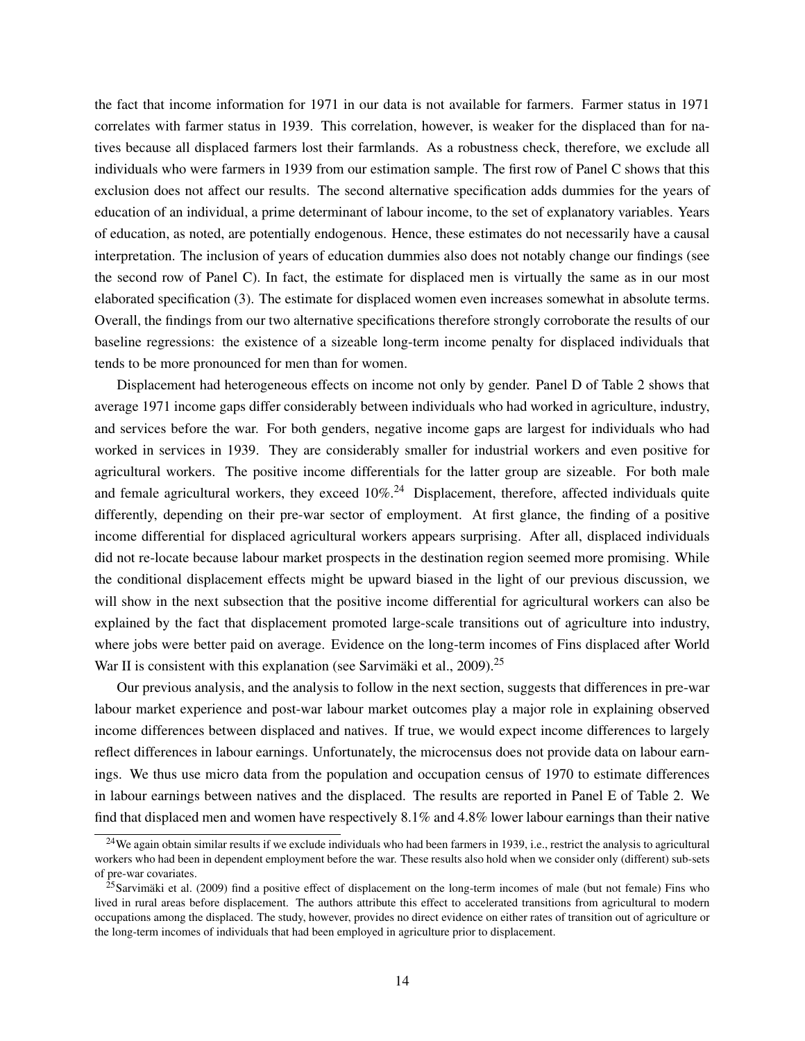the fact that income information for 1971 in our data is not available for farmers. Farmer status in 1971 correlates with farmer status in 1939. This correlation, however, is weaker for the displaced than for natives because all displaced farmers lost their farmlands. As a robustness check, therefore, we exclude all individuals who were farmers in 1939 from our estimation sample. The first row of Panel C shows that this exclusion does not affect our results. The second alternative specification adds dummies for the years of education of an individual, a prime determinant of labour income, to the set of explanatory variables. Years of education, as noted, are potentially endogenous. Hence, these estimates do not necessarily have a causal interpretation. The inclusion of years of education dummies also does not notably change our findings (see the second row of Panel C). In fact, the estimate for displaced men is virtually the same as in our most elaborated specification (3). The estimate for displaced women even increases somewhat in absolute terms. Overall, the findings from our two alternative specifications therefore strongly corroborate the results of our baseline regressions: the existence of a sizeable long-term income penalty for displaced individuals that tends to be more pronounced for men than for women.

Displacement had heterogeneous effects on income not only by gender. Panel D of Table 2 shows that average 1971 income gaps differ considerably between individuals who had worked in agriculture, industry, and services before the war. For both genders, negative income gaps are largest for individuals who had worked in services in 1939. They are considerably smaller for industrial workers and even positive for agricultural workers. The positive income differentials for the latter group are sizeable. For both male and female agricultural workers, they exceed 10%.[24] Displacement, therefore, affected individuals quite differently, depending on their pre-war sector of employment. At first glance, the finding of a positive income differential for displaced agricultural workers appears surprising. After all, displaced individuals did not re-locate because labour market prospects in the destination region seemed more promising. While the conditional displacement effects might be upward biased in the light of our previous discussion, we will show in the next subsection that the positive income differential for agricultural workers can also be explained by the fact that displacement promoted large-scale transitions out of agriculture into industry, where jobs were better paid on average. Evidence on the long-term incomes of Fins displaced after World War II is consistent with this explanation (see Sarvimäki et al., 2009).[25]

Our previous analysis, and the analysis to follow in the next section, suggests that differences in pre-war labour market experience and post-war labour market outcomes play a major role in explaining observed income differences between displaced and natives. If true, we would expect income differences to largely reflect differences in labour earnings. Unfortunately, the microcensus does not provide data on labour earnings. We thus use micro data from the population and occupation census of 1970 to estimate differences in labour earnings between natives and the displaced. The results are reported in Panel E of Table 2. We find that displaced men and women have respectively 8.1% and 4.8% lower labour earnings than their native

[24] We again obtain similar results if we exclude individuals who had been farmers in 1939, i.e., restrict the analysis to agricultural workers who had been in dependent employment before the war. These results also hold when we consider only (different) sub-sets of pre-war covariates.

[25] Sarvimäki et al. (2009) find a positive effect of displacement on the long-term incomes of male (but not female) Fins who lived in rural areas before displacement. The authors attribute this effect to accelerated transitions from agricultural to modern occupations among the displaced. The study, however, provides no direct evidence on either rates of transition out of agriculture or the long-term incomes of individuals that had been employed in agriculture prior to displacement.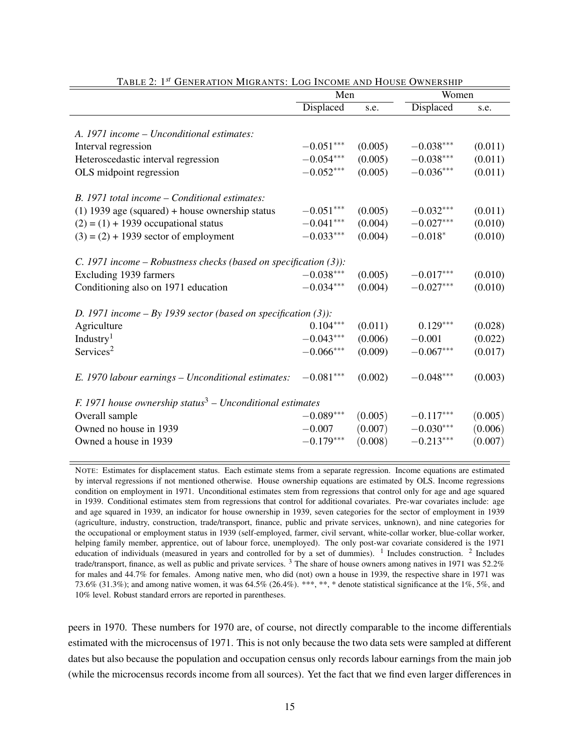TABLE 2: 1$^{st}$ GENERATION MIGRANTS: LOG INCOME AND HOUSE OWNERSHIP

| | Men | | Women | |
|---|---|---|---|---|
| | Displaced | s.e. | Displaced | s.e. |
| *A. 1971 income – Unconditional estimates:* | | | | |
| Interval regression | $-0.051^{***}$ | (0.005) | $-0.038^{***}$ | (0.011) |
| Heteroscedastic interval regression | $-0.054^{***}$ | (0.005) | $-0.038^{***}$ | (0.011) |
| OLS midpoint regression | $-0.052^{***}$ | (0.005) | $-0.036^{***}$ | (0.011) |
| *B. 1971 total income – Conditional estimates:* | | | | |
| (1) 1939 age (squared) + house ownership status | $-0.051^{***}$ | (0.005) | $-0.032^{***}$ | (0.011) |
| (2) = (1) + 1939 occupational status | $-0.041^{***}$ | (0.004) | $-0.027^{***}$ | (0.010) |
| (3) = (2) + 1939 sector of employment | $-0.033^{***}$ | (0.004) | $-0.018^{*}$ | (0.010) |
| *C. 1971 income – Robustness checks (based on specification (3)):* | | | | |
| Excluding 1939 farmers | $-0.038^{***}$ | (0.005) | $-0.017^{***}$ | (0.010) |
| Conditioning also on 1971 education | $-0.034^{***}$ | (0.004) | $-0.027^{***}$ | (0.010) |
| *D. 1971 income – By 1939 sector (based on specification (3)):* | | | | |
| Agriculture | $0.104^{***}$ | (0.011) | $0.129^{***}$ | (0.028) |
| Industry[1] | $-0.043^{***}$ | (0.006) | $-0.001$ | (0.022) |
| Services[2] | $-0.066^{***}$ | (0.009) | $-0.067^{***}$ | (0.017) |
| *E. 1970 labour earnings – Unconditional estimates:* | $-0.081^{***}$ | (0.002) | $-0.048^{***}$ | (0.003) |
| *F. 1971 house ownership status[3] – Unconditional estimates* | | | | |
| Overall sample | $-0.089^{***}$ | (0.005) | $-0.117^{***}$ | (0.005) |
| Owned no house in 1939 | $-0.007$ | (0.007) | $-0.030^{***}$ | (0.006) |
| Owned a house in 1939 | $-0.179^{***}$ | (0.008) | $-0.213^{***}$ | (0.007) |

NOTE: Estimates for displacement status. Each estimate stems from a separate regression. Income equations are estimated by interval regressions if not mentioned otherwise. House ownership equations are estimated by OLS. Income regressions condition on employment in 1971. Unconditional estimates stem from regressions that control only for age and age squared in 1939. Conditional estimates stem from regressions that control for additional covariates. Pre-war covariates include: age and age squared in 1939, an indicator for house ownership in 1939, seven categories for the sector of employment in 1939 (agriculture, industry, construction, trade/transport, finance, public and private services, unknown), and nine categories for the occupational or employment status in 1939 (self-employed, farmer, civil servant, white-collar worker, blue-collar worker, helping family member, apprentice, out of labour force, unemployed). The only post-war covariate considered is the 1971 education of individuals (measured in years and controlled for by a set of dummies). [1] Includes construction. [2] Includes trade/transport, finance, as well as public and private services. [3] The share of house owners among natives in 1971 was 52.2% for males and 44.7% for females. Among native men, who did (not) own a house in 1939, the respective share in 1971 was 73.6% (31.3%); and among native women, it was 64.5% (26.4%). ***, **, * denote statistical significance at the 1%, 5%, and 10% level. Robust standard errors are reported in parentheses.

peers in 1970. These numbers for 1970 are, of course, not directly comparable to the income differentials estimated with the microcensus of 1971. This is not only because the two data sets were sampled at different dates but also because the population and occupation census only records labour earnings from the main job (while the microcensus records income from all sources). Yet the fact that we find even larger differences in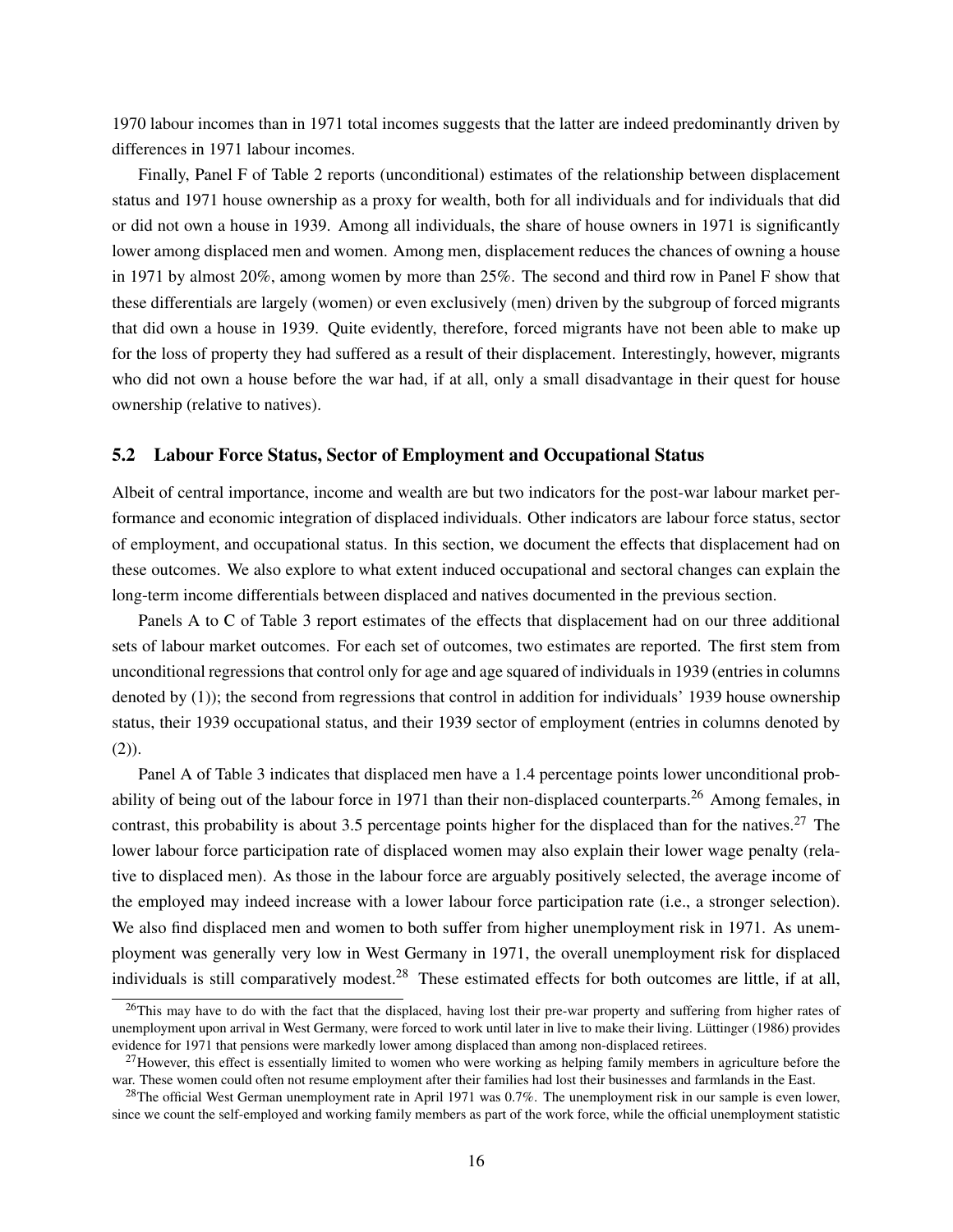1970 labour incomes than in 1971 total incomes suggests that the latter are indeed predominantly driven by differences in 1971 labour incomes.

Finally, Panel F of Table 2 reports (unconditional) estimates of the relationship between displacement status and 1971 house ownership as a proxy for wealth, both for all individuals and for individuals that did or did not own a house in 1939. Among all individuals, the share of house owners in 1971 is significantly lower among displaced men and women. Among men, displacement reduces the chances of owning a house in 1971 by almost 20%, among women by more than 25%. The second and third row in Panel F show that these differentials are largely (women) or even exclusively (men) driven by the subgroup of forced migrants that did own a house in 1939. Quite evidently, therefore, forced migrants have not been able to make up for the loss of property they had suffered as a result of their displacement. Interestingly, however, migrants who did not own a house before the war had, if at all, only a small disadvantage in their quest for house ownership (relative to natives).

## 5.2 Labour Force Status, Sector of Employment and Occupational Status

Albeit of central importance, income and wealth are but two indicators for the post-war labour market performance and economic integration of displaced individuals. Other indicators are labour force status, sector of employment, and occupational status. In this section, we document the effects that displacement had on these outcomes. We also explore to what extent induced occupational and sectoral changes can explain the long-term income differentials between displaced and natives documented in the previous section.

Panels A to C of Table 3 report estimates of the effects that displacement had on our three additional sets of labour market outcomes. For each set of outcomes, two estimates are reported. The first stem from unconditional regressions that control only for age and age squared of individuals in 1939 (entries in columns denoted by (1)); the second from regressions that control in addition for individuals' 1939 house ownership status, their 1939 occupational status, and their 1939 sector of employment (entries in columns denoted by (2)).

Panel A of Table 3 indicates that displaced men have a 1.4 percentage points lower unconditional probability of being out of the labour force in 1971 than their non-displaced counterparts.[26] Among females, in contrast, this probability is about 3.5 percentage points higher for the displaced than for the natives.[27] The lower labour force participation rate of displaced women may also explain their lower wage penalty (relative to displaced men). As those in the labour force are arguably positively selected, the average income of the employed may indeed increase with a lower labour force participation rate (i.e., a stronger selection). We also find displaced men and women to both suffer from higher unemployment risk in 1971. As unemployment was generally very low in West Germany in 1971, the overall unemployment risk for displaced individuals is still comparatively modest.[28] These estimated effects for both outcomes are little, if at all,

[26] This may have to do with the fact that the displaced, having lost their pre-war property and suffering from higher rates of unemployment upon arrival in West Germany, were forced to work until later in live to make their living. Lüttinger (1986) provides evidence for 1971 that pensions were markedly lower among displaced than among non-displaced retirees.

[27] However, this effect is essentially limited to women who were working as helping family members in agriculture before the war. These women could often not resume employment after their families had lost their businesses and farmlands in the East.

[28] The official West German unemployment rate in April 1971 was 0.7%. The unemployment risk in our sample is even lower, since we count the self-employed and working family members as part of the work force, while the official unemployment statistic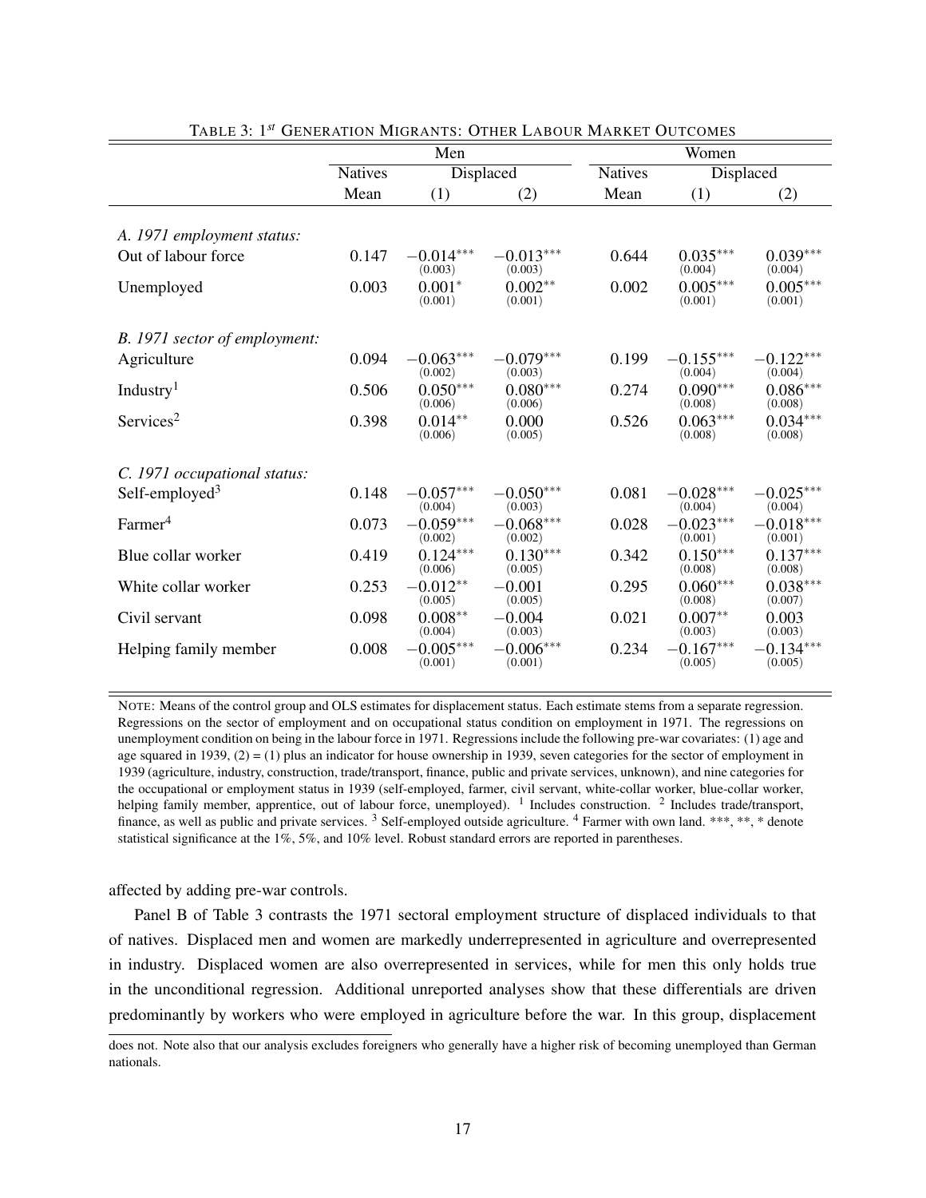TABLE 3: 1$^{st}$ GENERATION MIGRANTS: OTHER LABOUR MARKET OUTCOMES

| | Men | | | Women | | |
|---|---|---|---|---|---|---|
| | Natives | Displaced | | Natives | Displaced | |
| | Mean | (1) | (2) | Mean | (1) | (2) |
| *A. 1971 employment status:* | | | | | | |
| Out of labour force | 0.147 | $-0.014^{***}$ (0.003) | $-0.013^{***}$ (0.003) | 0.644 | $0.035^{***}$ (0.004) | $0.039^{***}$ (0.004) |
| Unemployed | 0.003 | $0.001^{*}$ (0.001) | $0.002^{**}$ (0.001) | 0.002 | $0.005^{***}$ (0.001) | $0.005^{***}$ (0.001) |
| *B. 1971 sector of employment:* | | | | | | |
| Agriculture | 0.094 | $-0.063^{***}$ (0.002) | $-0.079^{***}$ (0.003) | 0.199 | $-0.155^{***}$ (0.004) | $-0.122^{***}$ (0.004) |
| Industry[1] | 0.506 | $0.050^{***}$ (0.006) | $0.080^{***}$ (0.006) | 0.274 | $0.090^{***}$ (0.008) | $0.086^{***}$ (0.008) |
| Services[2] | 0.398 | $0.014^{**}$ (0.006) | 0.000 (0.005) | 0.526 | $0.063^{***}$ (0.008) | $0.034^{***}$ (0.008) |
| *C. 1971 occupational status:* | | | | | | |
| Self-employed[3] | 0.148 | $-0.057^{***}$ (0.004) | $-0.050^{***}$ (0.003) | 0.081 | $-0.028^{***}$ (0.004) | $-0.025^{***}$ (0.004) |
| Farmer[4] | 0.073 | $-0.059^{***}$ (0.002) | $-0.068^{***}$ (0.002) | 0.028 | $-0.023^{***}$ (0.001) | $-0.018^{***}$ (0.001) |
| Blue collar worker | 0.419 | $0.124^{***}$ (0.006) | $0.130^{***}$ (0.005) | 0.342 | $0.150^{***}$ (0.008) | $0.137^{***}$ (0.008) |
| White collar worker | 0.253 | $-0.012^{**}$ (0.005) | $-0.001$ (0.005) | 0.295 | $0.060^{***}$ (0.008) | $0.038^{***}$ (0.007) |
| Civil servant | 0.098 | $0.008^{**}$ (0.004) | $-0.004$ (0.003) | 0.021 | $0.007^{**}$ (0.003) | 0.003 (0.003) |
| Helping family member | 0.008 | $-0.005^{***}$ (0.001) | $-0.006^{***}$ (0.001) | 0.234 | $-0.167^{***}$ (0.005) | $-0.134^{***}$ (0.005) |

NOTE: Means of the control group and OLS estimates for displacement status. Each estimate stems from a separate regression. Regressions on the sector of employment and on occupational status condition on employment in 1971. The regressions on unemployment condition on being in the labour force in 1971. Regressions include the following pre-war covariates: (1) age and age squared in 1939, (2) = (1) plus an indicator for house ownership in 1939, seven categories for the sector of employment in 1939 (agriculture, industry, construction, trade/transport, finance, public and private services, unknown), and nine categories for the occupational or employment status in 1939 (self-employed, farmer, civil servant, white-collar worker, blue-collar worker, helping family member, apprentice, out of labour force, unemployed). [1] Includes construction. [2] Includes trade/transport, finance, as well as public and private services. [3] Self-employed outside agriculture. [4] Farmer with own land. ***, **, * denote statistical significance at the 1%, 5%, and 10% level. Robust standard errors are reported in parentheses.

affected by adding pre-war controls.

Panel B of Table 3 contrasts the 1971 sectoral employment structure of displaced individuals to that of natives. Displaced men and women are markedly underrepresented in agriculture and overrepresented in industry. Displaced women are also overrepresented in services, while for men this only holds true in the unconditional regression. Additional unreported analyses show that these differentials are driven predominantly by workers who were employed in agriculture before the war. In this group, displacement

does not. Note also that our analysis excludes foreigners who generally have a higher risk of becoming unemployed than German nationals.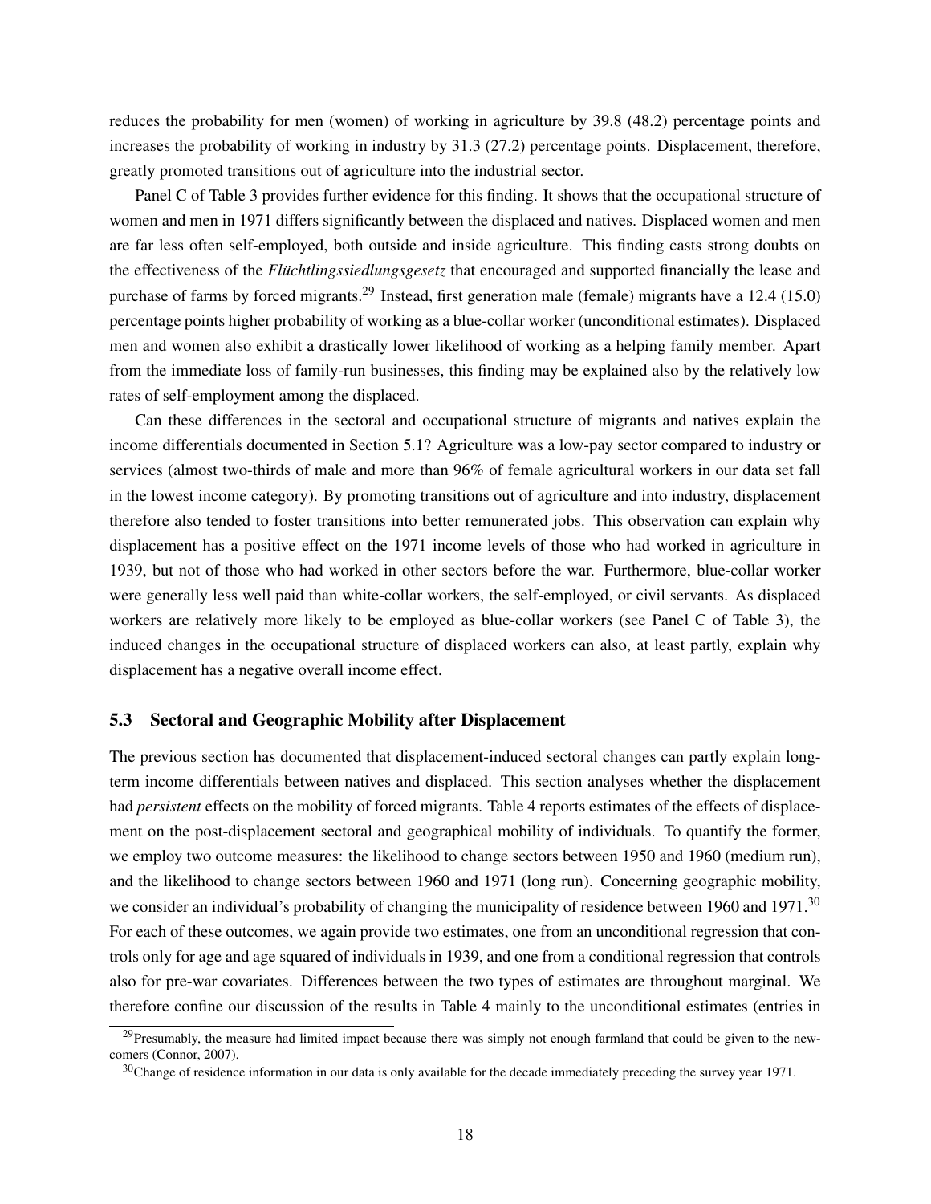reduces the probability for men (women) of working in agriculture by 39.8 (48.2) percentage points and increases the probability of working in industry by 31.3 (27.2) percentage points. Displacement, therefore, greatly promoted transitions out of agriculture into the industrial sector.

Panel C of Table 3 provides further evidence for this finding. It shows that the occupational structure of women and men in 1971 differs significantly between the displaced and natives. Displaced women and men are far less often self-employed, both outside and inside agriculture. This finding casts strong doubts on the effectiveness of the *Flüchtlingssiedlungsgesetz* that encouraged and supported financially the lease and purchase of farms by forced migrants.[29] Instead, first generation male (female) migrants have a 12.4 (15.0) percentage points higher probability of working as a blue-collar worker (unconditional estimates). Displaced men and women also exhibit a drastically lower likelihood of working as a helping family member. Apart from the immediate loss of family-run businesses, this finding may be explained also by the relatively low rates of self-employment among the displaced.

Can these differences in the sectoral and occupational structure of migrants and natives explain the income differentials documented in Section 5.1? Agriculture was a low-pay sector compared to industry or services (almost two-thirds of male and more than 96% of female agricultural workers in our data set fall in the lowest income category). By promoting transitions out of agriculture and into industry, displacement therefore also tended to foster transitions into better remunerated jobs. This observation can explain why displacement has a positive effect on the 1971 income levels of those who had worked in agriculture in 1939, but not of those who had worked in other sectors before the war. Furthermore, blue-collar worker were generally less well paid than white-collar workers, the self-employed, or civil servants. As displaced workers are relatively more likely to be employed as blue-collar workers (see Panel C of Table 3), the induced changes in the occupational structure of displaced workers can also, at least partly, explain why displacement has a negative overall income effect.

### 5.3 Sectoral and Geographic Mobility after Displacement

The previous section has documented that displacement-induced sectoral changes can partly explain long-term income differentials between natives and displaced. This section analyses whether the displacement had *persistent* effects on the mobility of forced migrants. Table 4 reports estimates of the effects of displacement on the post-displacement sectoral and geographical mobility of individuals. To quantify the former, we employ two outcome measures: the likelihood to change sectors between 1950 and 1960 (medium run), and the likelihood to change sectors between 1960 and 1971 (long run). Concerning geographic mobility, we consider an individual's probability of changing the municipality of residence between 1960 and 1971.[30] For each of these outcomes, we again provide two estimates, one from an unconditional regression that controls only for age and age squared of individuals in 1939, and one from a conditional regression that controls also for pre-war covariates. Differences between the two types of estimates are throughout marginal. We therefore confine our discussion of the results in Table 4 mainly to the unconditional estimates (entries in

[29] Presumably, the measure had limited impact because there was simply not enough farmland that could be given to the newcomers (Connor, 2007).

[30] Change of residence information in our data is only available for the decade immediately preceding the survey year 1971.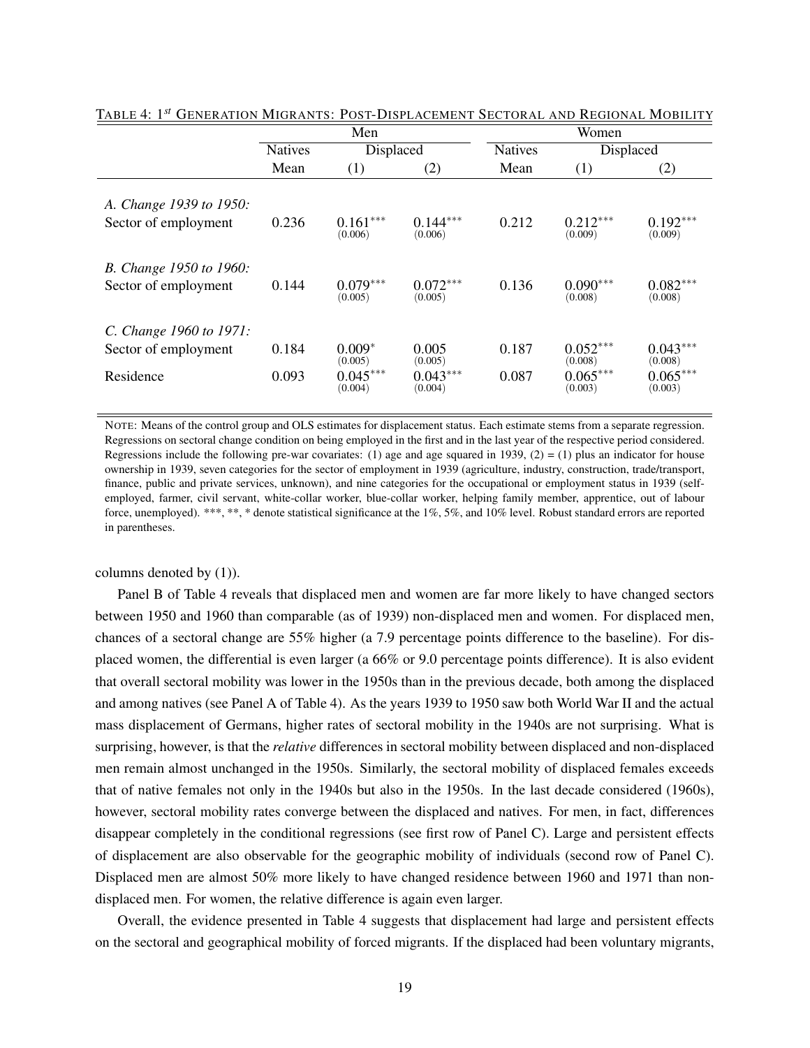TABLE 4: $1^{st}$ GENERATION MIGRANTS: POST-DISPLACEMENT SECTORAL AND REGIONAL MOBILITY

| | Men | | | Women | | |
|---|---|---|---|---|---|---|
| | Natives | Displaced | | Natives | Displaced | |
| | Mean | (1) | (2) | Mean | (1) | (2) |
| *A. Change 1939 to 1950:* | | | | | | |
| Sector of employment | 0.236 | 0.161*** (0.006) | 0.144*** (0.006) | 0.212 | 0.212*** (0.009) | 0.192*** (0.009) |
| *B. Change 1950 to 1960:* | | | | | | |
| Sector of employment | 0.144 | 0.079*** (0.005) | 0.072*** (0.005) | 0.136 | 0.090*** (0.008) | 0.082*** (0.008) |
| *C. Change 1960 to 1971:* | | | | | | |
| Sector of employment | 0.184 | 0.009* (0.005) | 0.005 (0.005) | 0.187 | 0.052*** (0.008) | 0.043*** (0.008) |
| Residence | 0.093 | 0.045*** (0.004) | 0.043*** (0.004) | 0.087 | 0.065*** (0.003) | 0.065*** (0.003) |

NOTE: Means of the control group and OLS estimates for displacement status. Each estimate stems from a separate regression. Regressions on sectoral change condition on being employed in the first and in the last year of the respective period considered. Regressions include the following pre-war covariates: (1) age and age squared in 1939, (2) = (1) plus an indicator for house ownership in 1939, seven categories for the sector of employment in 1939 (agriculture, industry, construction, trade/transport, finance, public and private services, unknown), and nine categories for the occupational or employment status in 1939 (self-employed, farmer, civil servant, white-collar worker, blue-collar worker, helping family member, apprentice, out of labour force, unemployed). ***, **, * denote statistical significance at the 1%, 5%, and 10% level. Robust standard errors are reported in parentheses.

columns denoted by (1)).

Panel B of Table 4 reveals that displaced men and women are far more likely to have changed sectors between 1950 and 1960 than comparable (as of 1939) non-displaced men and women. For displaced men, chances of a sectoral change are 55% higher (a 7.9 percentage points difference to the baseline). For displaced women, the differential is even larger (a 66% or 9.0 percentage points difference). It is also evident that overall sectoral mobility was lower in the 1950s than in the previous decade, both among the displaced and among natives (see Panel A of Table 4). As the years 1939 to 1950 saw both World War II and the actual mass displacement of Germans, higher rates of sectoral mobility in the 1940s are not surprising. What is surprising, however, is that the *relative* differences in sectoral mobility between displaced and non-displaced men remain almost unchanged in the 1950s. Similarly, the sectoral mobility of displaced females exceeds that of native females not only in the 1940s but also in the 1950s. In the last decade considered (1960s), however, sectoral mobility rates converge between the displaced and natives. For men, in fact, differences disappear completely in the conditional regressions (see first row of Panel C). Large and persistent effects of displacement are also observable for the geographic mobility of individuals (second row of Panel C). Displaced men are almost 50% more likely to have changed residence between 1960 and 1971 than non-displaced men. For women, the relative difference is again even larger.

Overall, the evidence presented in Table 4 suggests that displacement had large and persistent effects on the sectoral and geographical mobility of forced migrants. If the displaced had been voluntary migrants,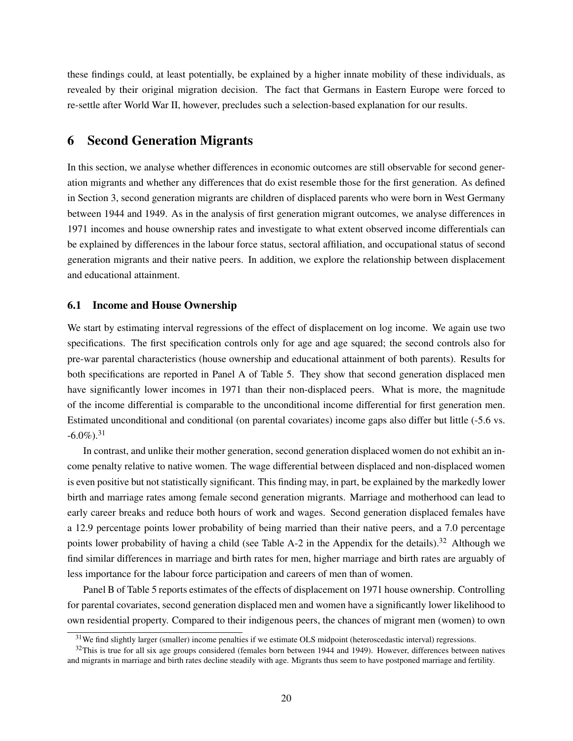these findings could, at least potentially, be explained by a higher innate mobility of these individuals, as revealed by their original migration decision. The fact that Germans in Eastern Europe were forced to re-settle after World War II, however, precludes such a selection-based explanation for our results.

## 6 Second Generation Migrants

In this section, we analyse whether differences in economic outcomes are still observable for second generation migrants and whether any differences that do exist resemble those for the first generation. As defined in Section 3, second generation migrants are children of displaced parents who were born in West Germany between 1944 and 1949. As in the analysis of first generation migrant outcomes, we analyse differences in 1971 incomes and house ownership rates and investigate to what extent observed income differentials can be explained by differences in the labour force status, sectoral affiliation, and occupational status of second generation migrants and their native peers. In addition, we explore the relationship between displacement and educational attainment.

### 6.1 Income and House Ownership

We start by estimating interval regressions of the effect of displacement on log income. We again use two specifications. The first specification controls only for age and age squared; the second controls also for pre-war parental characteristics (house ownership and educational attainment of both parents). Results for both specifications are reported in Panel A of Table 5. They show that second generation displaced men have significantly lower incomes in 1971 than their non-displaced peers. What is more, the magnitude of the income differential is comparable to the unconditional income differential for first generation men. Estimated unconditional and conditional (on parental covariates) income gaps also differ but little (-5.6 vs. -6.0%).[31]

In contrast, and unlike their mother generation, second generation displaced women do not exhibit an income penalty relative to native women. The wage differential between displaced and non-displaced women is even positive but not statistically significant. This finding may, in part, be explained by the markedly lower birth and marriage rates among female second generation migrants. Marriage and motherhood can lead to early career breaks and reduce both hours of work and wages. Second generation displaced females have a 12.9 percentage points lower probability of being married than their native peers, and a 7.0 percentage points lower probability of having a child (see Table A-2 in the Appendix for the details).[32] Although we find similar differences in marriage and birth rates for men, higher marriage and birth rates are arguably of less importance for the labour force participation and careers of men than of women.

Panel B of Table 5 reports estimates of the effects of displacement on 1971 house ownership. Controlling for parental covariates, second generation displaced men and women have a significantly lower likelihood to own residential property. Compared to their indigenous peers, the chances of migrant men (women) to own

---

[31] We find slightly larger (smaller) income penalties if we estimate OLS midpoint (heteroscedastic interval) regressions.

[32] This is true for all six age groups considered (females born between 1944 and 1949). However, differences between natives and migrants in marriage and birth rates decline steadily with age. Migrants thus seem to have postponed marriage and fertility.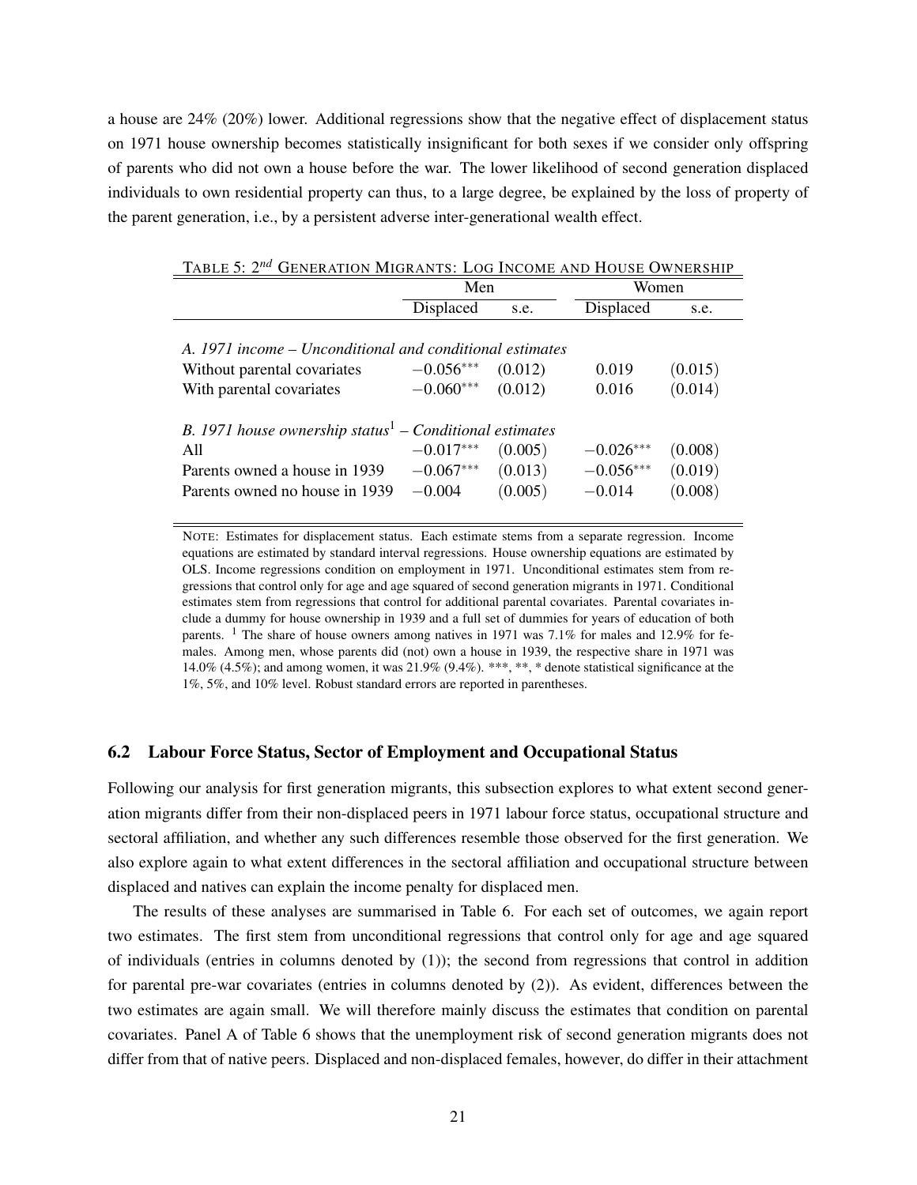a house are 24% (20%) lower. Additional regressions show that the negative effect of displacement status on 1971 house ownership becomes statistically insignificant for both sexes if we consider only offspring of parents who did not own a house before the war. The lower likelihood of second generation displaced individuals to own residential property can thus, to a large degree, be explained by the loss of property of the parent generation, i.e., by a persistent adverse inter-generational wealth effect.

TABLE 5: $2^{nd}$ GENERATION MIGRANTS: LOG INCOME AND HOUSE OWNERSHIP

| | Men | | Women | |
|---|---|---|---|---|
| | Displaced | s.e. | Displaced | s.e. |
| *A. 1971 income – Unconditional and conditional estimates* | | | | |
| Without parental covariates | $-0.056^{***}$ | (0.012) | 0.019 | (0.015) |
| With parental covariates | $-0.060^{***}$ | (0.012) | 0.016 | (0.014) |
| *B. 1971 house ownership status*[1] *– Conditional estimates* | | | | |
| All | $-0.017^{***}$ | (0.005) | $-0.026^{***}$ | (0.008) |
| Parents owned a house in 1939 | $-0.067^{***}$ | (0.013) | $-0.056^{***}$ | (0.019) |
| Parents owned no house in 1939 | $-0.004$ | (0.005) | $-0.014$ | (0.008) |

NOTE: Estimates for displacement status. Each estimate stems from a separate regression. Income equations are estimated by standard interval regressions. House ownership equations are estimated by OLS. Income regressions condition on employment in 1971. Unconditional estimates stem from regressions that control only for age and age squared of second generation migrants in 1971. Conditional estimates stem from regressions that control for additional parental covariates. Parental covariates include a dummy for house ownership in 1939 and a full set of dummies for years of education of both parents. [1] The share of house owners among natives in 1971 was 7.1% for males and 12.9% for females. Among men, whose parents did (not) own a house in 1939, the respective share in 1971 was 14.0% (4.5%); and among women, it was 21.9% (9.4%). ***, **, * denote statistical significance at the 1%, 5%, and 10% level. Robust standard errors are reported in parentheses.

### 6.2 Labour Force Status, Sector of Employment and Occupational Status

Following our analysis for first generation migrants, this subsection explores to what extent second generation migrants differ from their non-displaced peers in 1971 labour force status, occupational structure and sectoral affiliation, and whether any such differences resemble those observed for the first generation. We also explore again to what extent differences in the sectoral affiliation and occupational structure between displaced and natives can explain the income penalty for displaced men.

The results of these analyses are summarised in Table 6. For each set of outcomes, we again report two estimates. The first stem from unconditional regressions that control only for age and age squared of individuals (entries in columns denoted by (1)); the second from regressions that control in addition for parental pre-war covariates (entries in columns denoted by (2)). As evident, differences between the two estimates are again small. We will therefore mainly discuss the estimates that condition on parental covariates. Panel A of Table 6 shows that the unemployment risk of second generation migrants does not differ from that of native peers. Displaced and non-displaced females, however, do differ in their attachment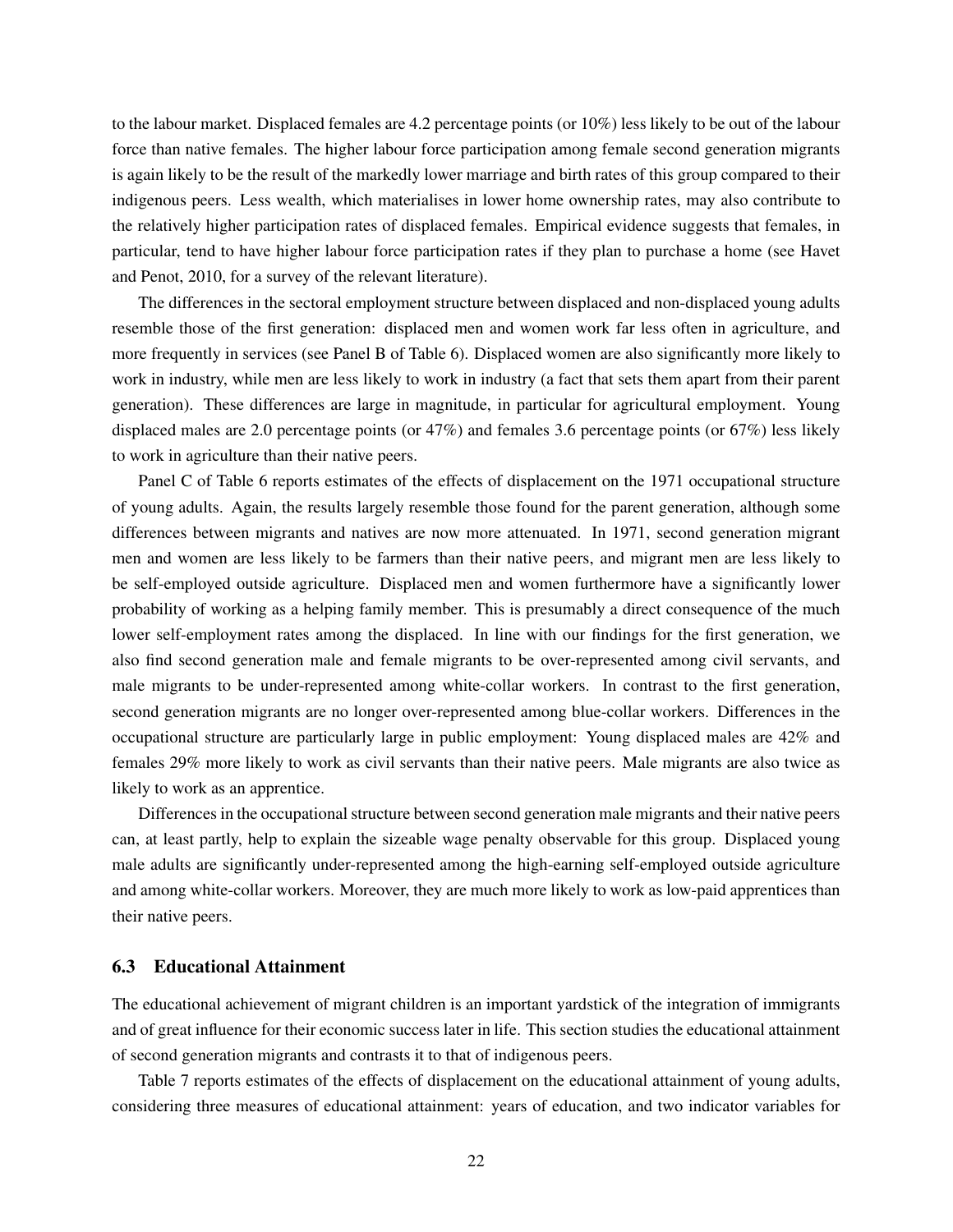to the labour market. Displaced females are 4.2 percentage points (or 10%) less likely to be out of the labour force than native females. The higher labour force participation among female second generation migrants is again likely to be the result of the markedly lower marriage and birth rates of this group compared to their indigenous peers. Less wealth, which materialises in lower home ownership rates, may also contribute to the relatively higher participation rates of displaced females. Empirical evidence suggests that females, in particular, tend to have higher labour force participation rates if they plan to purchase a home (see Havet and Penot, 2010, for a survey of the relevant literature).

The differences in the sectoral employment structure between displaced and non-displaced young adults resemble those of the first generation: displaced men and women work far less often in agriculture, and more frequently in services (see Panel B of Table 6). Displaced women are also significantly more likely to work in industry, while men are less likely to work in industry (a fact that sets them apart from their parent generation). These differences are large in magnitude, in particular for agricultural employment. Young displaced males are 2.0 percentage points (or 47%) and females 3.6 percentage points (or 67%) less likely to work in agriculture than their native peers.

Panel C of Table 6 reports estimates of the effects of displacement on the 1971 occupational structure of young adults. Again, the results largely resemble those found for the parent generation, although some differences between migrants and natives are now more attenuated. In 1971, second generation migrant men and women are less likely to be farmers than their native peers, and migrant men are less likely to be self-employed outside agriculture. Displaced men and women furthermore have a significantly lower probability of working as a helping family member. This is presumably a direct consequence of the much lower self-employment rates among the displaced. In line with our findings for the first generation, we also find second generation male and female migrants to be over-represented among civil servants, and male migrants to be under-represented among white-collar workers. In contrast to the first generation, second generation migrants are no longer over-represented among blue-collar workers. Differences in the occupational structure are particularly large in public employment: Young displaced males are 42% and females 29% more likely to work as civil servants than their native peers. Male migrants are also twice as likely to work as an apprentice.

Differences in the occupational structure between second generation male migrants and their native peers can, at least partly, help to explain the sizeable wage penalty observable for this group. Displaced young male adults are significantly under-represented among the high-earning self-employed outside agriculture and among white-collar workers. Moreover, they are much more likely to work as low-paid apprentices than their native peers.

### 6.3 Educational Attainment

The educational achievement of migrant children is an important yardstick of the integration of immigrants and of great influence for their economic success later in life. This section studies the educational attainment of second generation migrants and contrasts it to that of indigenous peers.

Table 7 reports estimates of the effects of displacement on the educational attainment of young adults, considering three measures of educational attainment: years of education, and two indicator variables for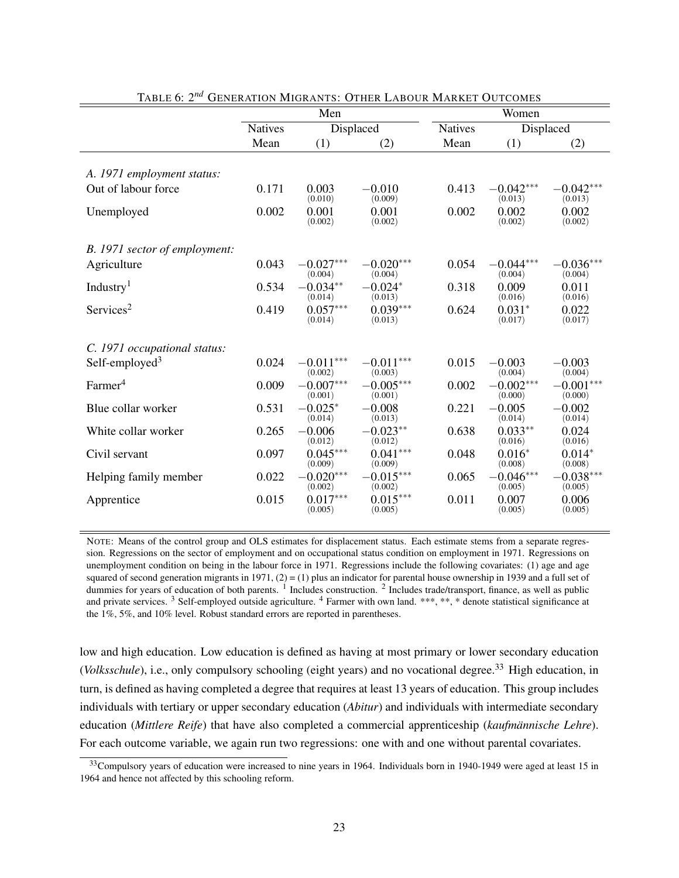TABLE 6: $2^{nd}$ GENERATION MIGRANTS: OTHER LABOUR MARKET OUTCOMES

| | Men | | | Women | | |
|---|---|---|---|---|---|---|
| | Natives | Displaced | | Natives | Displaced | |
| | Mean | (1) | (2) | Mean | (1) | (2) |
| *A. 1971 employment status:* | | | | | | |
| Out of labour force | 0.171 | 0.003 (0.010) | −0.010 (0.009) | 0.413 | −0.042*** (0.013) | −0.042*** (0.013) |
| Unemployed | 0.002 | 0.001 (0.002) | 0.001 (0.002) | 0.002 | 0.002 (0.002) | 0.002 (0.002) |
| *B. 1971 sector of employment:* | | | | | | |
| Agriculture | 0.043 | −0.027*** (0.004) | −0.020*** (0.004) | 0.054 | −0.044*** (0.004) | −0.036*** (0.004) |
| Industry[1] | 0.534 | −0.034** (0.014) | −0.024* (0.013) | 0.318 | 0.009 (0.016) | 0.011 (0.016) |
| Services[2] | 0.419 | 0.057*** (0.014) | 0.039*** (0.013) | 0.624 | 0.031* (0.017) | 0.022 (0.017) |
| *C. 1971 occupational status:* | | | | | | |
| Self-employed[3] | 0.024 | −0.011*** (0.002) | −0.011*** (0.003) | 0.015 | −0.003 (0.004) | −0.003 (0.004) |
| Farmer[4] | 0.009 | −0.007*** (0.001) | −0.005*** (0.001) | 0.002 | −0.002*** (0.000) | −0.001*** (0.000) |
| Blue collar worker | 0.531 | −0.025* (0.014) | −0.008 (0.013) | 0.221 | −0.005 (0.014) | −0.002 (0.014) |
| White collar worker | 0.265 | −0.006 (0.012) | −0.023** (0.012) | 0.638 | 0.033** (0.016) | 0.024 (0.016) |
| Civil servant | 0.097 | 0.045*** (0.009) | 0.041*** (0.009) | 0.048 | 0.016* (0.008) | 0.014* (0.008) |
| Helping family member | 0.022 | −0.020*** (0.002) | −0.015*** (0.002) | 0.065 | −0.046*** (0.005) | −0.038*** (0.005) |
| Apprentice | 0.015 | 0.017*** (0.005) | 0.015*** (0.005) | 0.011 | 0.007 (0.005) | 0.006 (0.005) |

NOTE: Means of the control group and OLS estimates for displacement status. Each estimate stems from a separate regression. Regressions on the sector of employment and on occupational status condition on employment in 1971. Regressions on unemployment condition on being in the labour force in 1971. Regressions include the following covariates: (1) age and age squared of second generation migrants in 1971, (2) = (1) plus an indicator for parental house ownership in 1939 and a full set of dummies for years of education of both parents. [1] Includes construction. [2] Includes trade/transport, finance, as well as public and private services. [3] Self-employed outside agriculture. [4] Farmer with own land. ***, **, * denote statistical significance at the 1%, 5%, and 10% level. Robust standard errors are reported in parentheses.

low and high education. Low education is defined as having at most primary or lower secondary education (*Volksschule*), i.e., only compulsory schooling (eight years) and no vocational degree.[33] High education, in turn, is defined as having completed a degree that requires at least 13 years of education. This group includes individuals with tertiary or upper secondary education (*Abitur*) and individuals with intermediate secondary education (*Mittlere Reife*) that have also completed a commercial apprenticeship (*kaufmännische Lehre*). For each outcome variable, we again run two regressions: one with and one without parental covariates.

[33] Compulsory years of education were increased to nine years in 1964. Individuals born in 1940-1949 were aged at least 15 in 1964 and hence not affected by this schooling reform.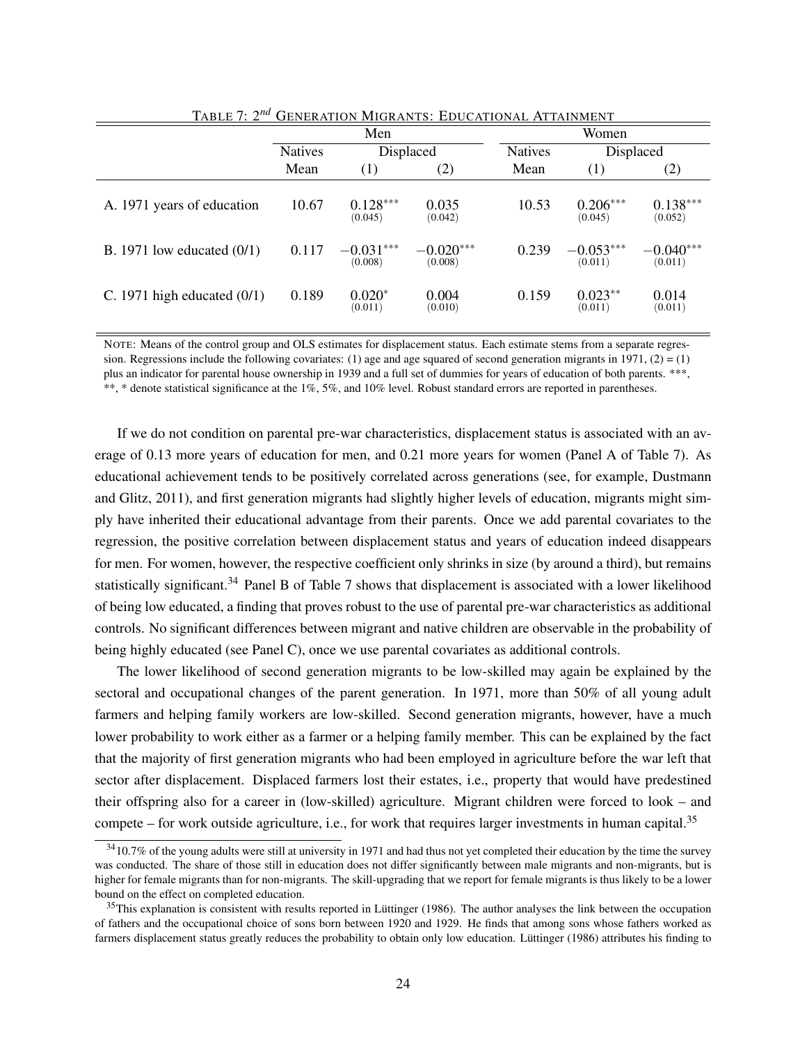TABLE 7: $2^{nd}$ GENERATION MIGRANTS: EDUCATIONAL ATTAINMENT

| | Men | | | Women | | |
|---|---|---|---|---|---|---|
| | Natives | Displaced | | Natives | Displaced | |
| | Mean | (1) | (2) | Mean | (1) | (2) |
| A. 1971 years of education | 10.67 | $0.128^{***}$ (0.045) | 0.035 (0.042) | 10.53 | $0.206^{***}$ (0.045) | $0.138^{***}$ (0.052) |
| B. 1971 low educated (0/1) | 0.117 | $-0.031^{***}$ (0.008) | $-0.020^{***}$ (0.008) | 0.239 | $-0.053^{***}$ (0.011) | $-0.040^{***}$ (0.011) |
| C. 1971 high educated (0/1) | 0.189 | $0.020^{*}$ (0.011) | 0.004 (0.010) | 0.159 | $0.023^{**}$ (0.011) | 0.014 (0.011) |

NOTE: Means of the control group and OLS estimates for displacement status. Each estimate stems from a separate regression. Regressions include the following covariates: (1) age and age squared of second generation migrants in 1971, (2) = (1) plus an indicator for parental house ownership in 1939 and a full set of dummies for years of education of both parents. ***, **, * denote statistical significance at the 1%, 5%, and 10% level. Robust standard errors are reported in parentheses.

If we do not condition on parental pre-war characteristics, displacement status is associated with an average of 0.13 more years of education for men, and 0.21 more years for women (Panel A of Table 7). As educational achievement tends to be positively correlated across generations (see, for example, Dustmann and Glitz, 2011), and first generation migrants had slightly higher levels of education, migrants might simply have inherited their educational advantage from their parents. Once we add parental covariates to the regression, the positive correlation between displacement status and years of education indeed disappears for men. For women, however, the respective coefficient only shrinks in size (by around a third), but remains statistically significant.[34] Panel B of Table 7 shows that displacement is associated with a lower likelihood of being low educated, a finding that proves robust to the use of parental pre-war characteristics as additional controls. No significant differences between migrant and native children are observable in the probability of being highly educated (see Panel C), once we use parental covariates as additional controls.

The lower likelihood of second generation migrants to be low-skilled may again be explained by the sectoral and occupational changes of the parent generation. In 1971, more than 50% of all young adult farmers and helping family workers are low-skilled. Second generation migrants, however, have a much lower probability to work either as a farmer or a helping family member. This can be explained by the fact that the majority of first generation migrants who had been employed in agriculture before the war left that sector after displacement. Displaced farmers lost their estates, i.e., property that would have predestined their offspring also for a career in (low-skilled) agriculture. Migrant children were forced to look – and compete – for work outside agriculture, i.e., for work that requires larger investments in human capital.[35]

[34] 10.7% of the young adults were still at university in 1971 and had thus not yet completed their education by the time the survey was conducted. The share of those still in education does not differ significantly between male migrants and non-migrants, but is higher for female migrants than for non-migrants. The skill-upgrading that we report for female migrants is thus likely to be a lower bound on the effect on completed education.

[35] This explanation is consistent with results reported in Lüttinger (1986). The author analyses the link between the occupation of fathers and the occupational choice of sons born between 1920 and 1929. He finds that among sons whose fathers worked as farmers displacement status greatly reduces the probability to obtain only low education. Lüttinger (1986) attributes his finding to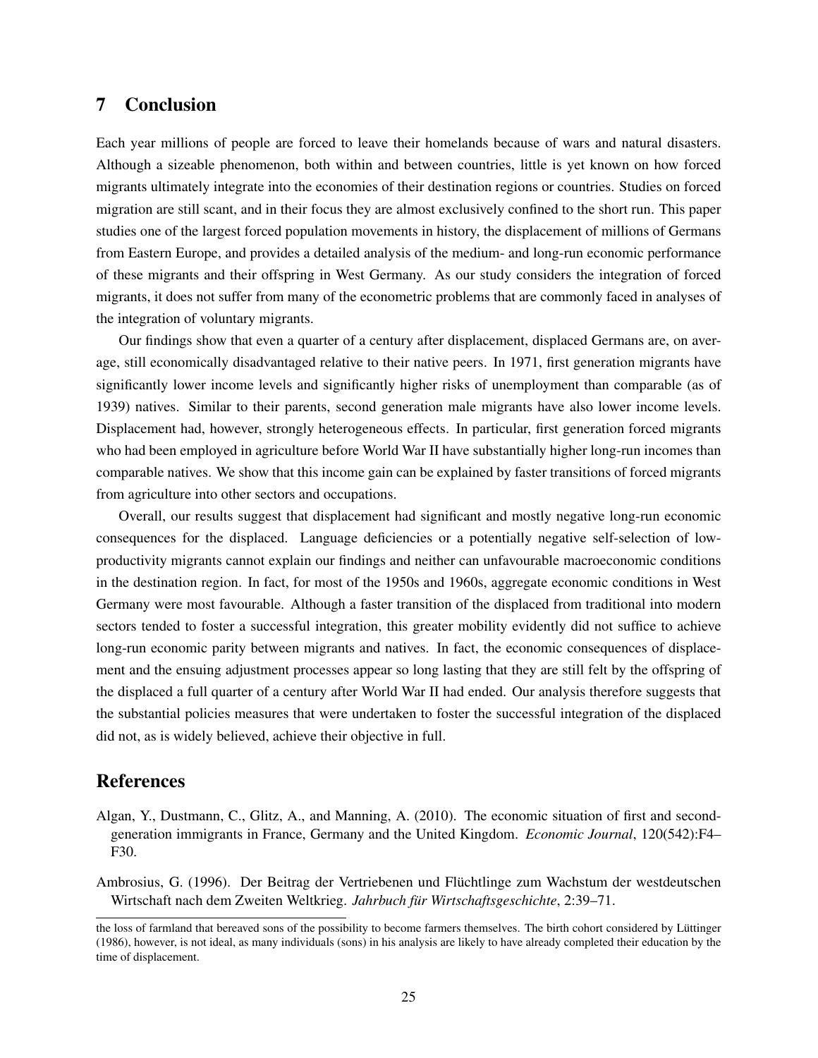## 7 Conclusion

Each year millions of people are forced to leave their homelands because of wars and natural disasters. Although a sizeable phenomenon, both within and between countries, little is yet known on how forced migrants ultimately integrate into the economies of their destination regions or countries. Studies on forced migration are still scant, and in their focus they are almost exclusively confined to the short run. This paper studies one of the largest forced population movements in history, the displacement of millions of Germans from Eastern Europe, and provides a detailed analysis of the medium- and long-run economic performance of these migrants and their offspring in West Germany. As our study considers the integration of forced migrants, it does not suffer from many of the econometric problems that are commonly faced in analyses of the integration of voluntary migrants.

Our findings show that even a quarter of a century after displacement, displaced Germans are, on average, still economically disadvantaged relative to their native peers. In 1971, first generation migrants have significantly lower income levels and significantly higher risks of unemployment than comparable (as of 1939) natives. Similar to their parents, second generation male migrants have also lower income levels. Displacement had, however, strongly heterogeneous effects. In particular, first generation forced migrants who had been employed in agriculture before World War II have substantially higher long-run incomes than comparable natives. We show that this income gain can be explained by faster transitions of forced migrants from agriculture into other sectors and occupations.

Overall, our results suggest that displacement had significant and mostly negative long-run economic consequences for the displaced. Language deficiencies or a potentially negative self-selection of low-productivity migrants cannot explain our findings and neither can unfavourable macroeconomic conditions in the destination region. In fact, for most of the 1950s and 1960s, aggregate economic conditions in West Germany were most favourable. Although a faster transition of the displaced from traditional into modern sectors tended to foster a successful integration, this greater mobility evidently did not suffice to achieve long-run economic parity between migrants and natives. In fact, the economic consequences of displacement and the ensuing adjustment processes appear so long lasting that they are still felt by the offspring of the displaced a full quarter of a century after World War II had ended. Our analysis therefore suggests that the substantial policies measures that were undertaken to foster the successful integration of the displaced did not, as is widely believed, achieve their objective in full.

## References

Algan, Y., Dustmann, C., Glitz, A., and Manning, A. (2010). The economic situation of first and second-generation immigrants in France, Germany and the United Kingdom. *Economic Journal*, 120(542):F4–F30.

Ambrosius, G. (1996). Der Beitrag der Vertriebenen und Flüchtlinge zum Wachstum der westdeutschen Wirtschaft nach dem Zweiten Weltkrieg. *Jahrbuch für Wirtschaftsgeschichte*, 2:39–71.

---

the loss of farmland that bereaved sons of the possibility to become farmers themselves. The birth cohort considered by Lüttinger (1986), however, is not ideal, as many individuals (sons) in his analysis are likely to have already completed their education by the time of displacement.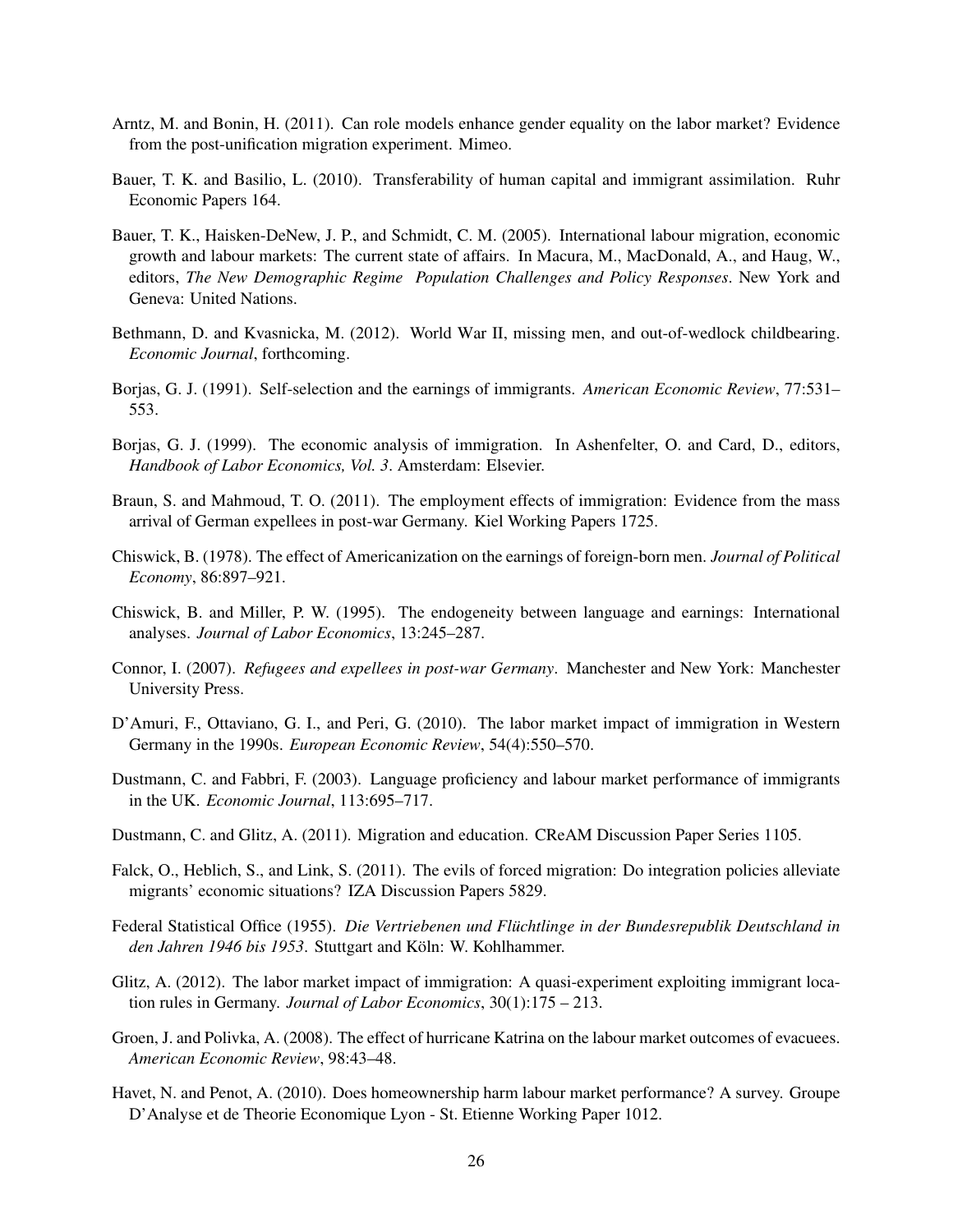Arntz, M. and Bonin, H. (2011). Can role models enhance gender equality on the labor market? Evidence from the post-unification migration experiment. Mimeo.

Bauer, T. K. and Basilio, L. (2010). Transferability of human capital and immigrant assimilation. Ruhr Economic Papers 164.

Bauer, T. K., Haisken-DeNew, J. P., and Schmidt, C. M. (2005). International labour migration, economic growth and labour markets: The current state of affairs. In Macura, M., MacDonald, A., and Haug, W., editors, *The New Demographic Regime Population Challenges and Policy Responses*. New York and Geneva: United Nations.

Bethmann, D. and Kvasnicka, M. (2012). World War II, missing men, and out-of-wedlock childbearing. *Economic Journal*, forthcoming.

Borjas, G. J. (1991). Self-selection and the earnings of immigrants. *American Economic Review*, 77:531–553.

Borjas, G. J. (1999). The economic analysis of immigration. In Ashenfelter, O. and Card, D., editors, *Handbook of Labor Economics, Vol. 3*. Amsterdam: Elsevier.

Braun, S. and Mahmoud, T. O. (2011). The employment effects of immigration: Evidence from the mass arrival of German expellees in post-war Germany. Kiel Working Papers 1725.

Chiswick, B. (1978). The effect of Americanization on the earnings of foreign-born men. *Journal of Political Economy*, 86:897–921.

Chiswick, B. and Miller, P. W. (1995). The endogeneity between language and earnings: International analyses. *Journal of Labor Economics*, 13:245–287.

Connor, I. (2007). *Refugees and expellees in post-war Germany*. Manchester and New York: Manchester University Press.

D'Amuri, F., Ottaviano, G. I., and Peri, G. (2010). The labor market impact of immigration in Western Germany in the 1990s. *European Economic Review*, 54(4):550–570.

Dustmann, C. and Fabbri, F. (2003). Language proficiency and labour market performance of immigrants in the UK. *Economic Journal*, 113:695–717.

Dustmann, C. and Glitz, A. (2011). Migration and education. CReAM Discussion Paper Series 1105.

Falck, O., Heblich, S., and Link, S. (2011). The evils of forced migration: Do integration policies alleviate migrants' economic situations? IZA Discussion Papers 5829.

Federal Statistical Office (1955). *Die Vertriebenen und Flüchtlinge in der Bundesrepublik Deutschland in den Jahren 1946 bis 1953*. Stuttgart and Köln: W. Kohlhammer.

Glitz, A. (2012). The labor market impact of immigration: A quasi-experiment exploiting immigrant location rules in Germany. *Journal of Labor Economics*, 30(1):175 – 213.

Groen, J. and Polivka, A. (2008). The effect of hurricane Katrina on the labour market outcomes of evacuees. *American Economic Review*, 98:43–48.

Havet, N. and Penot, A. (2010). Does homeownership harm labour market performance? A survey. Groupe D'Analyse et de Theorie Economique Lyon - St. Etienne Working Paper 1012.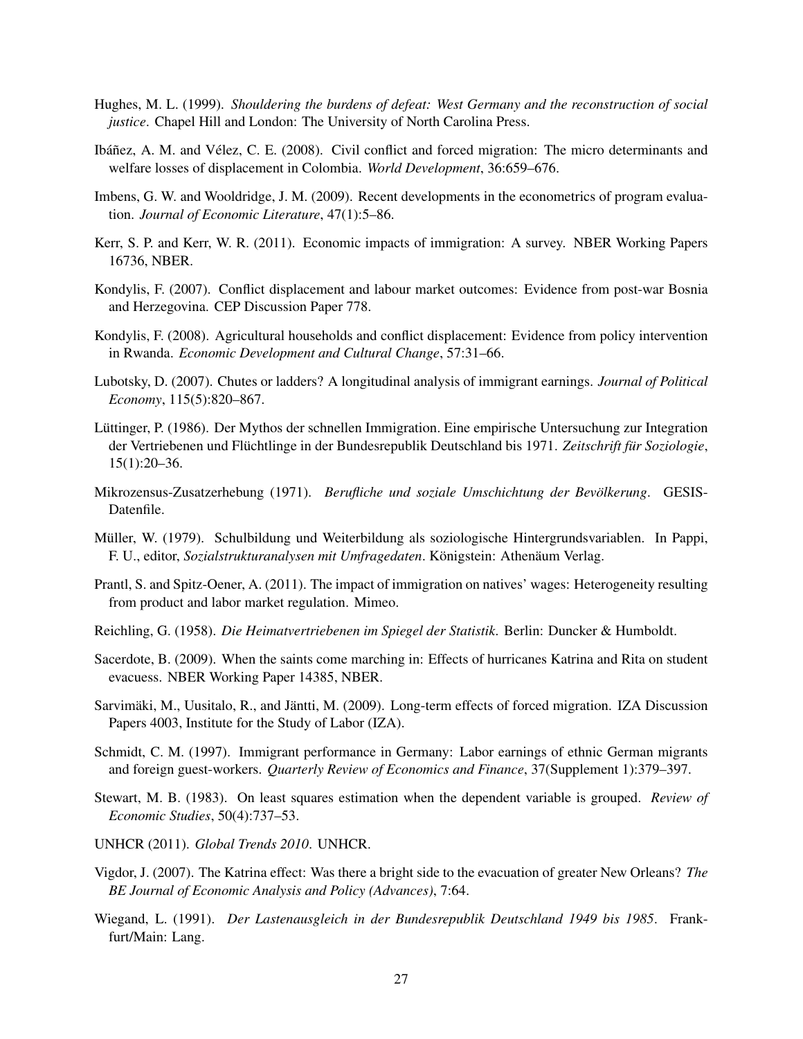Hughes, M. L. (1999). *Shouldering the burdens of defeat: West Germany and the reconstruction of social justice*. Chapel Hill and London: The University of North Carolina Press.

Ibáñez, A. M. and Vélez, C. E. (2008). Civil conflict and forced migration: The micro determinants and welfare losses of displacement in Colombia. *World Development*, 36:659–676.

Imbens, G. W. and Wooldridge, J. M. (2009). Recent developments in the econometrics of program evaluation. *Journal of Economic Literature*, 47(1):5–86.

Kerr, S. P. and Kerr, W. R. (2011). Economic impacts of immigration: A survey. NBER Working Papers 16736, NBER.

Kondylis, F. (2007). Conflict displacement and labour market outcomes: Evidence from post-war Bosnia and Herzegovina. CEP Discussion Paper 778.

Kondylis, F. (2008). Agricultural households and conflict displacement: Evidence from policy intervention in Rwanda. *Economic Development and Cultural Change*, 57:31–66.

Lubotsky, D. (2007). Chutes or ladders? A longitudinal analysis of immigrant earnings. *Journal of Political Economy*, 115(5):820–867.

Lüttinger, P. (1986). Der Mythos der schnellen Immigration. Eine empirische Untersuchung zur Integration der Vertriebenen und Flüchtlinge in der Bundesrepublik Deutschland bis 1971. *Zeitschrift für Soziologie*, 15(1):20–36.

Mikrozensus-Zusatzerhebung (1971). *Berufliche und soziale Umschichtung der Bevölkerung*. GESIS-Datenfile.

Müller, W. (1979). Schulbildung und Weiterbildung als soziologische Hintergrundsvariablen. In Pappi, F. U., editor, *Sozialstrukturanalysen mit Umfragedaten*. Königstein: Athenäum Verlag.

Prantl, S. and Spitz-Oener, A. (2011). The impact of immigration on natives' wages: Heterogeneity resulting from product and labor market regulation. Mimeo.

Reichling, G. (1958). *Die Heimatvertriebenen im Spiegel der Statistik*. Berlin: Duncker & Humboldt.

Sacerdote, B. (2009). When the saints come marching in: Effects of hurricanes Katrina and Rita on student evacuess. NBER Working Paper 14385, NBER.

Sarvimäki, M., Uusitalo, R., and Jäntti, M. (2009). Long-term effects of forced migration. IZA Discussion Papers 4003, Institute for the Study of Labor (IZA).

Schmidt, C. M. (1997). Immigrant performance in Germany: Labor earnings of ethnic German migrants and foreign guest-workers. *Quarterly Review of Economics and Finance*, 37(Supplement 1):379–397.

Stewart, M. B. (1983). On least squares estimation when the dependent variable is grouped. *Review of Economic Studies*, 50(4):737–53.

UNHCR (2011). *Global Trends 2010*. UNHCR.

Vigdor, J. (2007). The Katrina effect: Was there a bright side to the evacuation of greater New Orleans? *The BE Journal of Economic Analysis and Policy (Advances)*, 7:64.

Wiegand, L. (1991). *Der Lastenausgleich in der Bundesrepublik Deutschland 1949 bis 1985*. Frankfurt/Main: Lang.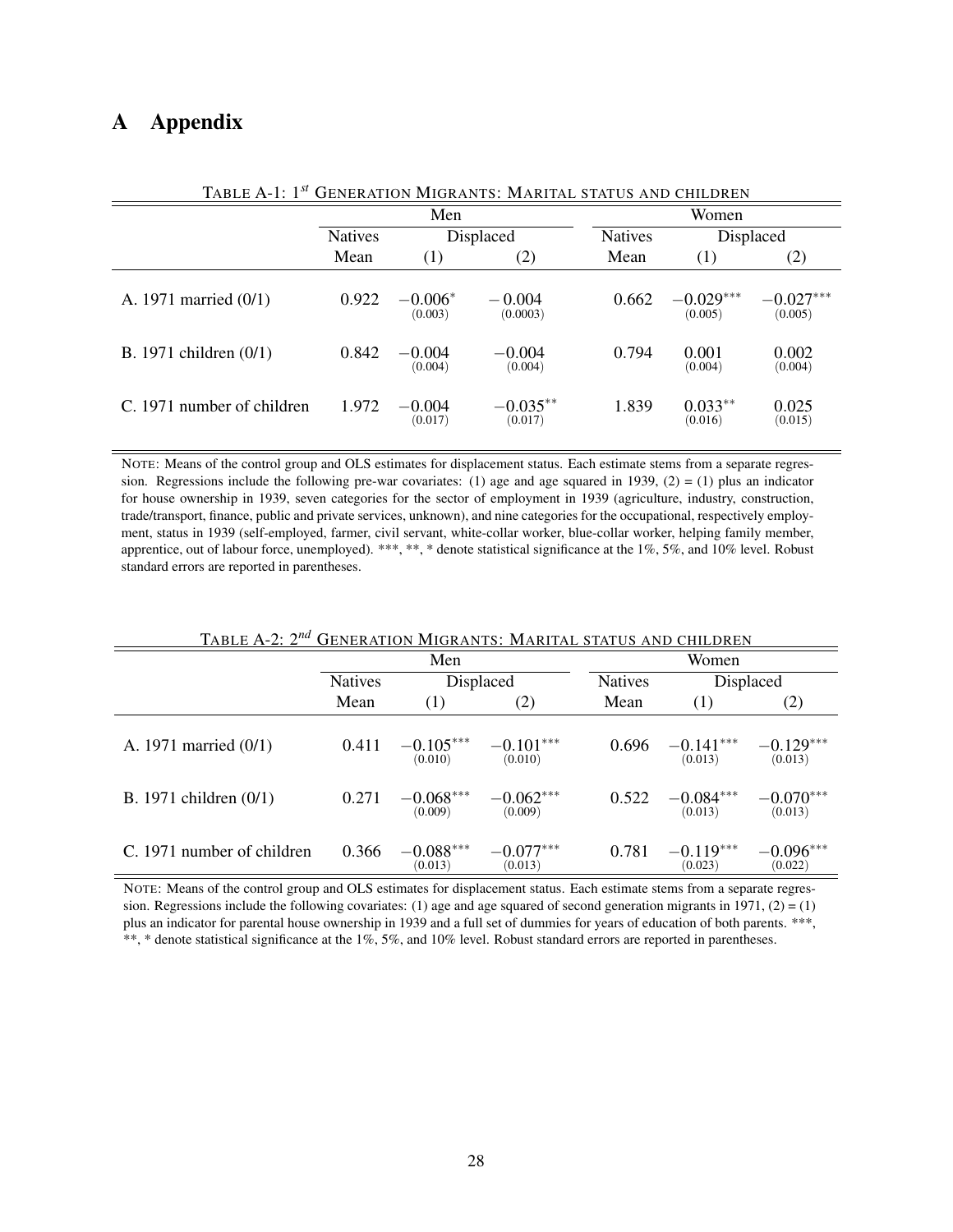# A Appendix

TABLE A-1: $1^{st}$ GENERATION MIGRANTS: MARITAL STATUS AND CHILDREN

| | Men | | | Women | | |
|---|---|---|---|---|---|---|
| | Natives | Displaced | | Natives | Displaced | |
| | Mean | (1) | (2) | Mean | (1) | (2) |
| A. 1971 married (0/1) | 0.922 | $-0.006^{*}$ (0.003) | $-0.004$ (0.0003) | 0.662 | $-0.029^{***}$ (0.005) | $-0.027^{***}$ (0.005) |
| B. 1971 children (0/1) | 0.842 | $-0.004$ (0.004) | $-0.004$ (0.004) | 0.794 | 0.001 (0.004) | 0.002 (0.004) |
| C. 1971 number of children | 1.972 | $-0.004$ (0.017) | $-0.035^{**}$ (0.017) | 1.839 | $0.033^{**}$ (0.016) | 0.025 (0.015) |

NOTE: Means of the control group and OLS estimates for displacement status. Each estimate stems from a separate regression. Regressions include the following pre-war covariates: (1) age and age squared in 1939, (2) = (1) plus an indicator for house ownership in 1939, seven categories for the sector of employment in 1939 (agriculture, industry, construction, trade/transport, finance, public and private services, unknown), and nine categories for the occupational, respectively employment, status in 1939 (self-employed, farmer, civil servant, white-collar worker, blue-collar worker, helping family member, apprentice, out of labour force, unemployed). \*\*\*, \*\*, \* denote statistical significance at the 1%, 5%, and 10% level. Robust standard errors are reported in parentheses.

TABLE A-2: $2^{nd}$ GENERATION MIGRANTS: MARITAL STATUS AND CHILDREN

| | Men | | | Women | | |
|---|---|---|---|---|---|---|
| | Natives | Displaced | | Natives | Displaced | |
| | Mean | (1) | (2) | Mean | (1) | (2) |
| A. 1971 married (0/1) | 0.411 | $-0.105^{***}$ (0.010) | $-0.101^{***}$ (0.010) | 0.696 | $-0.141^{***}$ (0.013) | $-0.129^{***}$ (0.013) |
| B. 1971 children (0/1) | 0.271 | $-0.068^{***}$ (0.009) | $-0.062^{***}$ (0.009) | 0.522 | $-0.084^{***}$ (0.013) | $-0.070^{***}$ (0.013) |
| C. 1971 number of children | 0.366 | $-0.088^{***}$ (0.013) | $-0.077^{***}$ (0.013) | 0.781 | $-0.119^{***}$ (0.023) | $-0.096^{***}$ (0.022) |

NOTE: Means of the control group and OLS estimates for displacement status. Each estimate stems from a separate regression. Regressions include the following covariates: (1) age and age squared of second generation migrants in 1971, (2) = (1) plus an indicator for parental house ownership in 1939 and a full set of dummies for years of education of both parents. \*\*\*, \*\*, \* denote statistical significance at the 1%, 5%, and 10% level. Robust standard errors are reported in parentheses.